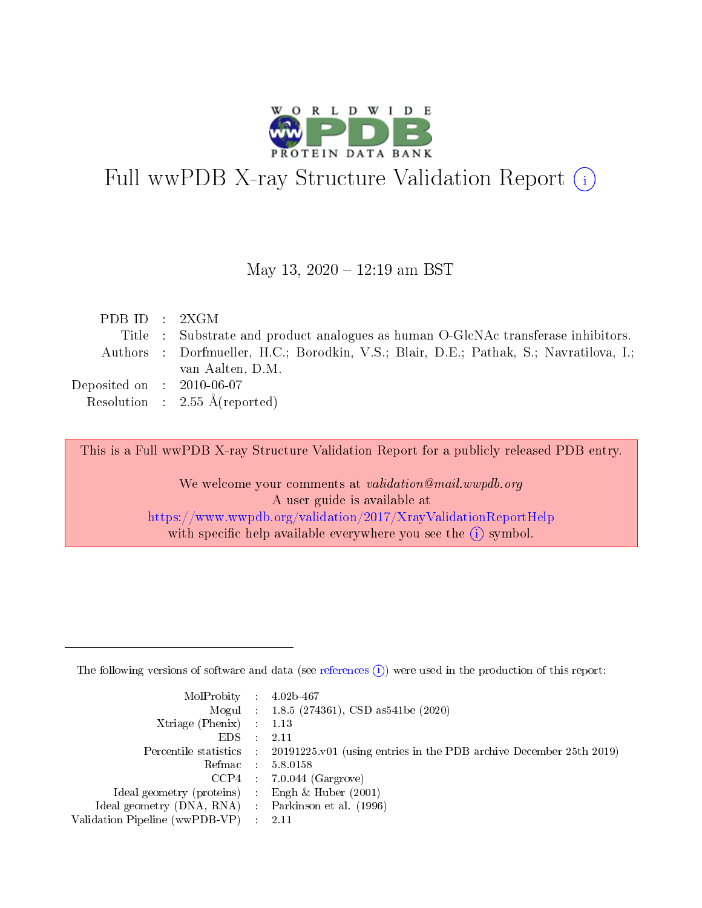# Full wwPDB X-ray Structure Validation Report (i)

May 13, 2020 – 12:19 am BST

| | | |
|---|---|---|
| PDB ID | : | 2XGM |
| Title | : | Substrate and product analogues as human O-GlcNAc transferase inhibitors. |
| Authors | : | Dorfmueller, H.C.; Borodkin, V.S.; Blair, D.E.; Pathak, S.; Navratilova, I.; van Aalten, D.M. |
| Deposited on | : | 2010-06-07 |
| Resolution | : | 2.55 Å(reported) |

This is a Full wwPDB X-ray Structure Validation Report for a publicly released PDB entry.

We welcome your comments at *validation@mail.wwpdb.org*
A user guide is available at
https://www.wwpdb.org/validation/2017/XrayValidationReportHelp
with specific help available everywhere you see the (i) symbol.

---

The following versions of software and data (see references (i)) were used in the production of this report:

| | | |
|---|---|---|
| MolProbity | : | 4.02b-467 |
| Mogul | : | 1.8.5 (274361), CSD as541be (2020) |
| Xtriage (Phenix) | : | 1.13 |
| EDS | : | 2.11 |
| Percentile statistics | : | 20191225.v01 (using entries in the PDB archive December 25th 2019) |
| Refmac | : | 5.8.0158 |
| CCP4 | : | 7.0.044 (Gargrove) |
| Ideal geometry (proteins) | : | Engh & Huber (2001) |
| Ideal geometry (DNA, RNA) | : | Parkinson et al. (1996) |
| Validation Pipeline (wwPDB-VP) | : | 2.11 |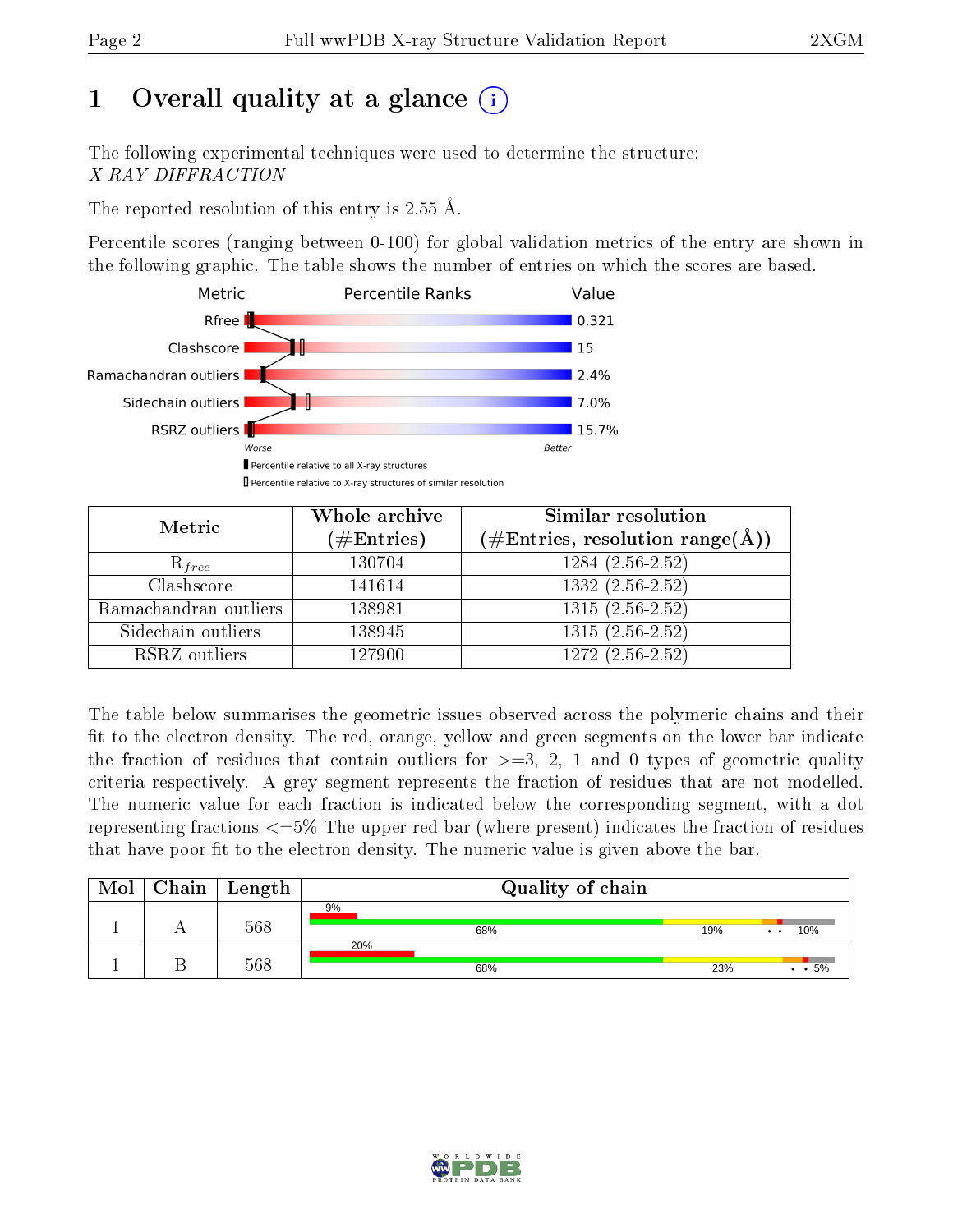# 1 Overall quality at a glance (i)

The following experimental techniques were used to determine the structure:
*X-RAY DIFFRACTION*

The reported resolution of this entry is 2.55 Å.

Percentile scores (ranging between 0-100) for global validation metrics of the entry are shown in the following graphic. The table shows the number of entries on which the scores are based.

| Metric | Value |
|---|---|
| Rfree | 0.321 |
| Clashscore | 15 |
| Ramachandran outliers | 2.4% |
| Sidechain outliers | 7.0% |
| RSRZ outliers | 15.7% |

Worse — Better

▮ Percentile relative to all X-ray structures
▯ Percentile relative to X-ray structures of similar resolution

| Metric | Whole archive (#Entries) | Similar resolution (#Entries, resolution range(Å)) |
|---|---|---|
| $R_{free}$ | 130704 | 1284 (2.56-2.52) |
| Clashscore | 141614 | 1332 (2.56-2.52) |
| Ramachandran outliers | 138981 | 1315 (2.56-2.52) |
| Sidechain outliers | 138945 | 1315 (2.56-2.52) |
| RSRZ outliers | 127900 | 1272 (2.56-2.52) |

The table below summarises the geometric issues observed across the polymeric chains and their fit to the electron density. The red, orange, yellow and green segments on the lower bar indicate the fraction of residues that contain outliers for >=3, 2, 1 and 0 types of geometric quality criteria respectively. A grey segment represents the fraction of residues that are not modelled. The numeric value for each fraction is indicated below the corresponding segment, with a dot representing fractions <=5% The upper red bar (where present) indicates the fraction of residues that have poor fit to the electron density. The numeric value is given above the bar.

| Mol | Chain | Length | Quality of chain |
|---|---|---|---|
| 1 | A | 568 | 9% (poor fit); 68%, 19%, •, •, 10% |
| 1 | B | 568 | 20% (poor fit); 68%, 23%, •, •, 5% |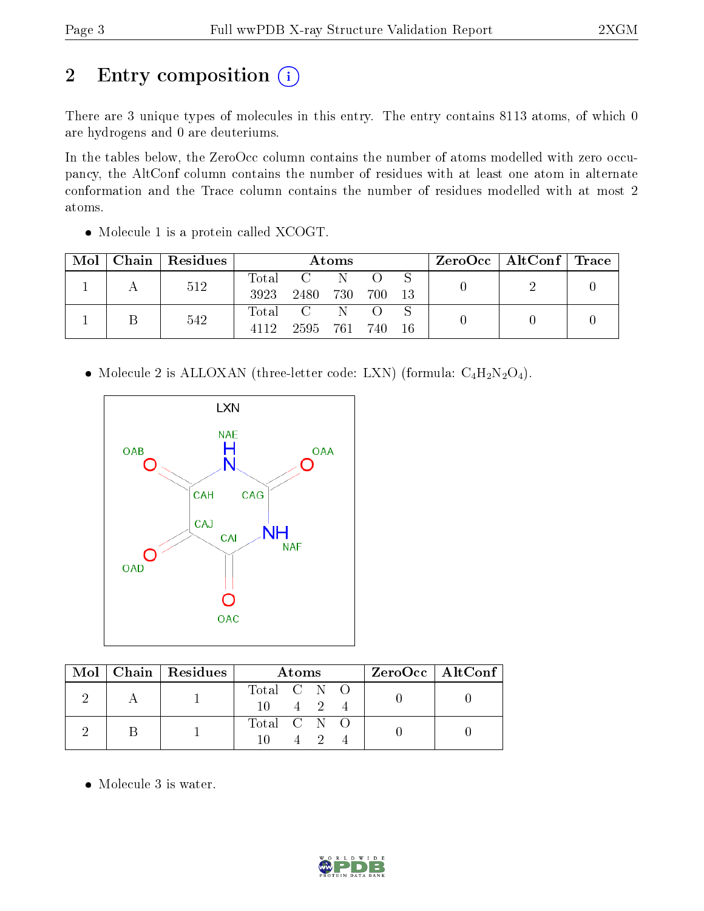# 2 Entry composition

There are 3 unique types of molecules in this entry. The entry contains 8113 atoms, of which 0 are hydrogens and 0 are deuteriums.

In the tables below, the ZeroOcc column contains the number of atoms modelled with zero occupancy, the AltConf column contains the number of residues with at least one atom in alternate conformation and the Trace column contains the number of residues modelled with at most 2 atoms.

- Molecule 1 is a protein called XCOGT.

| Mol | Chain | Residues | Atoms | | | | | ZeroOcc | AltConf | Trace |
|---|---|---|---|---|---|---|---|---|---|---|
| | | | Total | C | N | O | S | | | |
| 1 | A | 512 | 3923 | 2480 | 730 | 700 | 13 | 0 | 2 | 0 |
| 1 | B | 542 | 4112 | 2595 | 761 | 740 | 16 | 0 | 0 | 0 |

- Molecule 2 is ALLOXAN (three-letter code: LXN) (formula: $C_4H_2N_2O_4$).

| Mol | Chain | Residues | Atoms | | | | ZeroOcc | AltConf |
|---|---|---|---|---|---|---|---|---|
| | | | Total | C | N | O | | |
| 2 | A | 1 | 10 | 4 | 2 | 4 | 0 | 0 |
| 2 | B | 1 | 10 | 4 | 2 | 4 | 0 | 0 |

- Molecule 3 is water.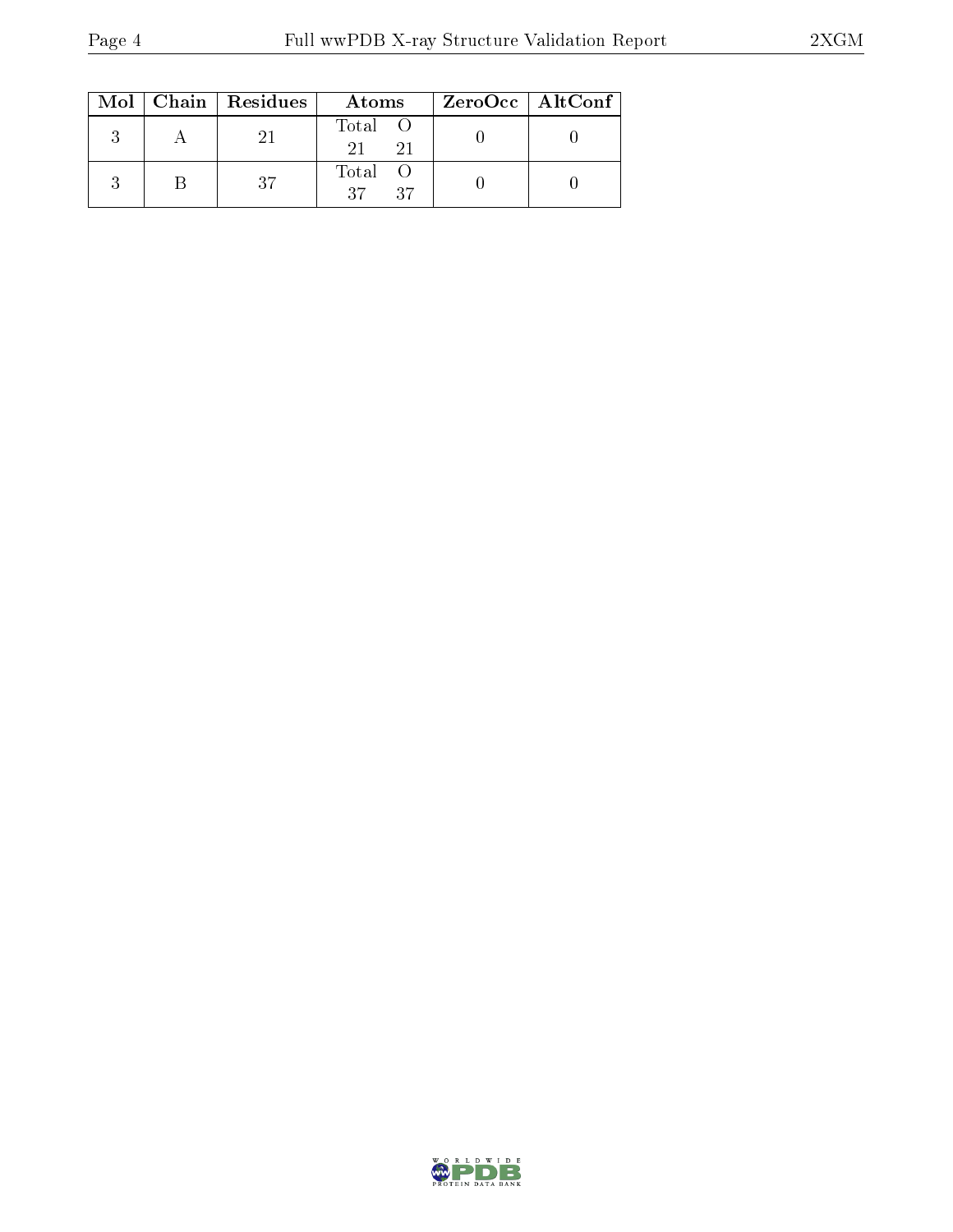| Mol | Chain | Residues | Atoms | | ZeroOcc | AltConf |
|---|---|---|---|---|---|---|
| | | | Total | O | | |
| 3 | A | 21 | 21 | 21 | 0 | 0 |
| | | | Total | O | | |
| 3 | B | 37 | 37 | 37 | 0 | 0 |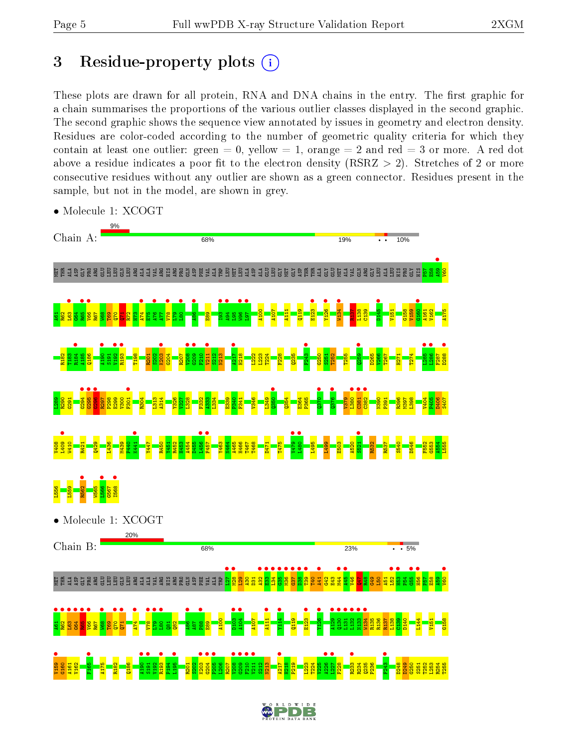# 3 Residue-property plots

These plots are drawn for all protein, RNA and DNA chains in the entry. The first graphic for a chain summarises the proportions of the various outlier classes displayed in the second graphic. The second graphic shows the sequence view annotated by issues in geometry and electron density. Residues are color-coded according to the number of geometric quality criteria for which they contain at least one outlier: green = 0, yellow = 1, orange = 2 and red = 3 or more. A red dot above a residue indicates a poor fit to the electron density (RSRZ > 2). Stretches of 2 or more consecutive residues without any outlier are shown as a green connector. Residues present in the sample, but not in the model, are shown in grey.

- Molecule 1: XCOGT

Chain A: 9% | 68% | 19% | 10%

- Molecule 1: XCOGT

Chain B: 20% | 68% | 23% | 5%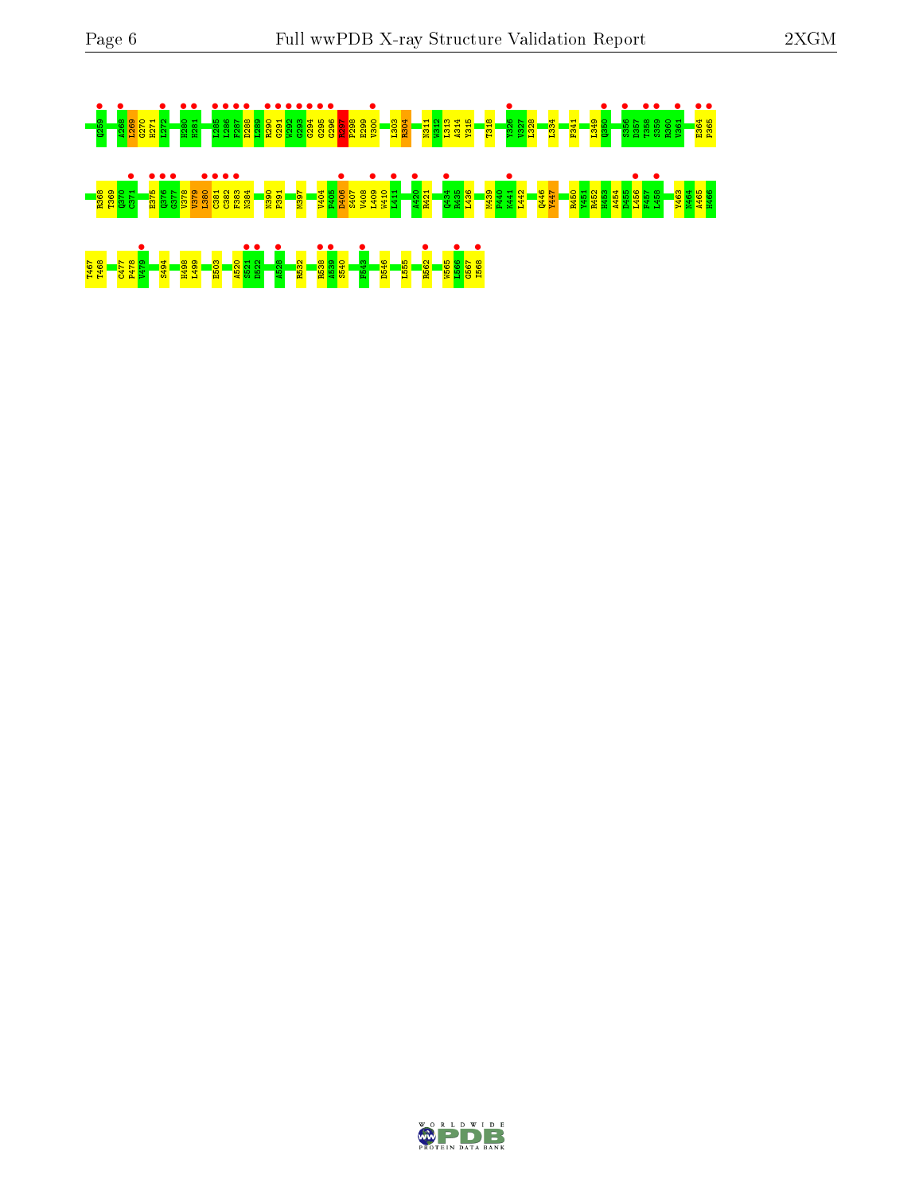Q259 A268 L269 G270 H271 L272 H280 H281 L285 L286 F287 D288 L289 R290 G291 W292 G293 G294 G295 G296 R297 P298 E299 V300 L303 R304 N311 W312 L313 A314 Y315 T318 Y326 V327 L328 L334 F341 L349 Q350 S356 D357 T358 S359 R360 V361 E364 P365

R368 T369 Q370 C371 E375 Q376 G377 V378 V379 L380 C381 C382 F383 N384 N390 P391 M397 V404 F405 D406 S407 V408 L409 W410 L411 A420 R421 Q434 R435 L436 M439 F440 K441 L442 Q446 Y447 R450 Y451 R452 H453 A454 D455 I456 F457 L458 Y463 N464 A465 H466

T467 T468 C477 P478 V479 S494 H498 L499 E503 A520 S521 D522 A528 R532 R538 A539 S540 F543 D546 L555 R562 W565 L566 G567 I568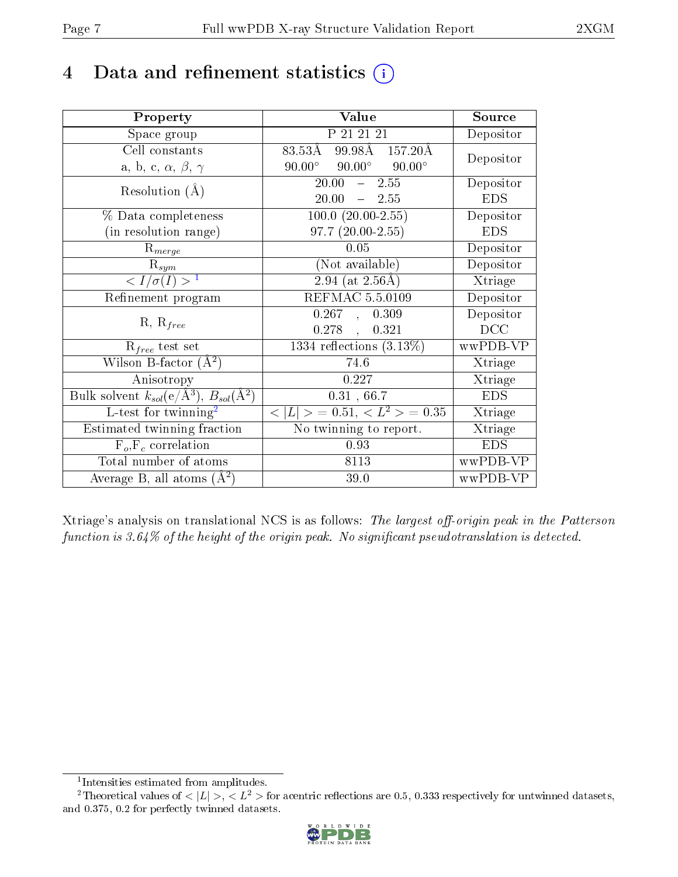# 4 Data and refinement statistics ⓘ

| Property | Value | Source |
|---|---|---|
| Space group | P 21 21 21 | Depositor |
| Cell constants<br>a, b, c, $\alpha$, $\beta$, $\gamma$ | 83.53Å 99.98Å 157.20Å<br>90.00° 90.00° 90.00° | Depositor |
| Resolution (Å) | 20.00 – 2.55<br>20.00 – 2.55 | Depositor<br>EDS |
| % Data completeness<br>(in resolution range) | 100.0 (20.00-2.55)<br>97.7 (20.00-2.55) | Depositor<br>EDS |
| $R_{merge}$ | 0.05 | Depositor |
| $R_{sym}$ | (Not available) | Depositor |
| $< I/\sigma(I) >$ [1] | 2.94 (at 2.56Å) | Xtriage |
| Refinement program | REFMAC 5.5.0109 | Depositor |
| R, $R_{free}$ | 0.267 , 0.309<br>0.278 , 0.321 | Depositor<br>DCC |
| $R_{free}$ test set | 1334 reflections (3.13%) | wwPDB-VP |
| Wilson B-factor (Å$^2$) | 74.6 | Xtriage |
| Anisotropy | 0.227 | Xtriage |
| Bulk solvent $k_{sol}$(e/Å$^3$), $B_{sol}$(Å$^2$) | 0.31 , 66.7 | EDS |
| L-test for twinning[2] | $< \|L\| >$ = 0.51, $< L^2 >$ = 0.35 | Xtriage |
| Estimated twinning fraction | No twinning to report. | Xtriage |
| $F_o$,$F_c$ correlation | 0.93 | EDS |
| Total number of atoms | 8113 | wwPDB-VP |
| Average B, all atoms (Å$^2$) | 39.0 | wwPDB-VP |

Xtriage's analysis on translational NCS is as follows: *The largest off-origin peak in the Patterson function is 3.64% of the height of the origin peak. No significant pseudotranslation is detected.*

[1] Intensities estimated from amplitudes.

[2] Theoretical values of $< |L| >$, $< L^2 >$ for acentric reflections are 0.5, 0.333 respectively for untwinned datasets, and 0.375, 0.2 for perfectly twinned datasets.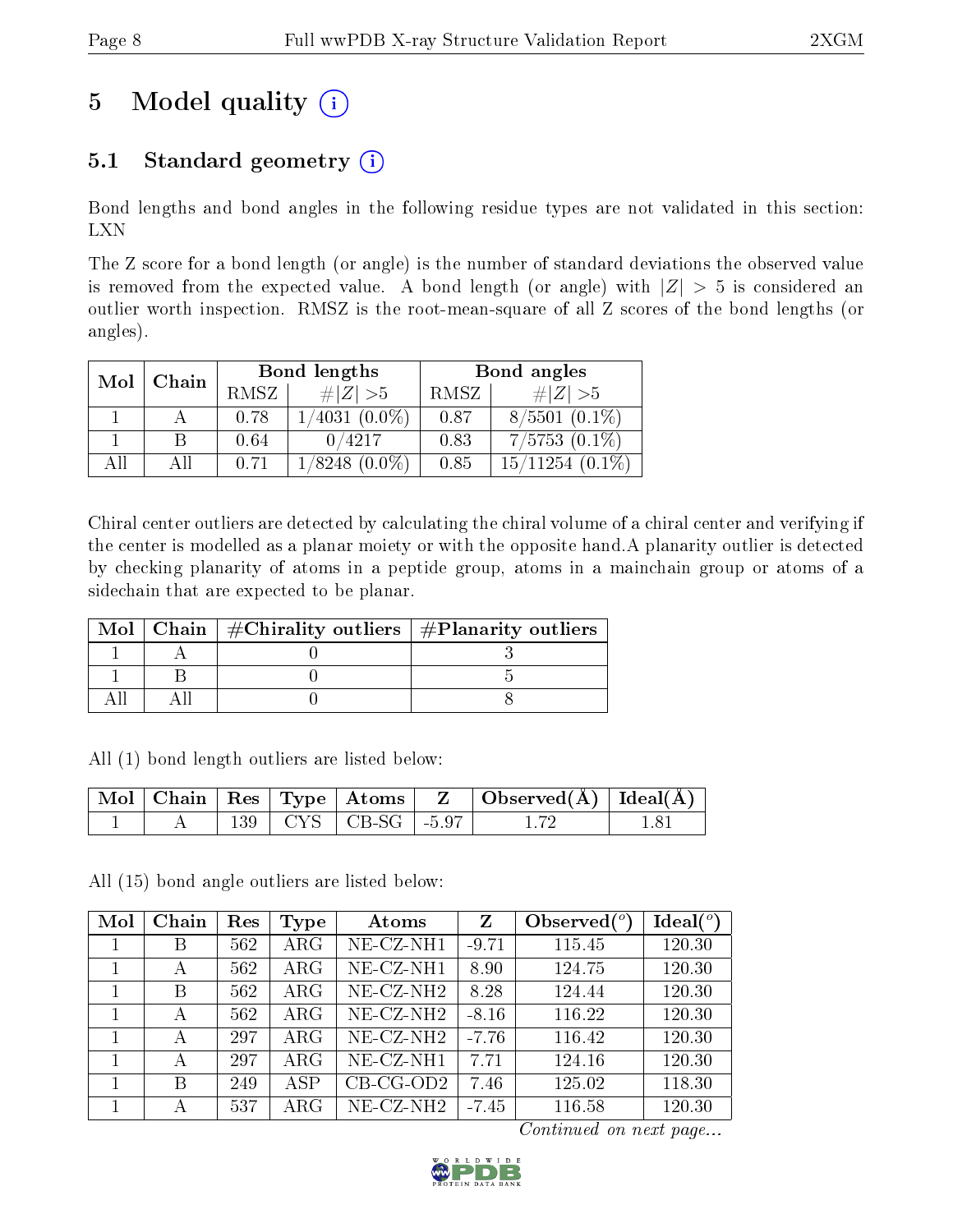# 5 Model quality (i)

## 5.1 Standard geometry (i)

Bond lengths and bond angles in the following residue types are not validated in this section: LXN

The Z score for a bond length (or angle) is the number of standard deviations the observed value is removed from the expected value. A bond length (or angle) with $|Z| > 5$ is considered an outlier worth inspection. RMSZ is the root-mean-square of all Z scores of the bond lengths (or angles).

| Mol | Chain | Bond lengths | | Bond angles | |
|---|---|---|---|---|---|
| | | RMSZ | #\|Z\| >5 | RMSZ | #\|Z\| >5 |
| 1 | A | 0.78 | 1/4031 (0.0%) | 0.87 | 8/5501 (0.1%) |
| 1 | B | 0.64 | 0/4217 | 0.83 | 7/5753 (0.1%) |
| All | All | 0.71 | 1/8248 (0.0%) | 0.85 | 15/11254 (0.1%) |

Chiral center outliers are detected by calculating the chiral volume of a chiral center and verifying if the center is modelled as a planar moiety or with the opposite hand.A planarity outlier is detected by checking planarity of atoms in a peptide group, atoms in a mainchain group or atoms of a sidechain that are expected to be planar.

| Mol | Chain | #Chirality outliers | #Planarity outliers |
|---|---|---|---|
| 1 | A | 0 | 3 |
| 1 | B | 0 | 5 |
| All | All | 0 | 8 |

All (1) bond length outliers are listed below:

| Mol | Chain | Res | Type | Atoms | Z | Observed(Å) | Ideal(Å) |
|---|---|---|---|---|---|---|---|
| 1 | A | 139 | CYS | CB-SG | -5.97 | 1.72 | 1.81 |

All (15) bond angle outliers are listed below:

| Mol | Chain | Res | Type | Atoms | Z | Observed(°) | Ideal(°) |
|---|---|---|---|---|---|---|---|
| 1 | B | 562 | ARG | NE-CZ-NH1 | -9.71 | 115.45 | 120.30 |
| 1 | A | 562 | ARG | NE-CZ-NH1 | 8.90 | 124.75 | 120.30 |
| 1 | B | 562 | ARG | NE-CZ-NH2 | 8.28 | 124.44 | 120.30 |
| 1 | A | 562 | ARG | NE-CZ-NH2 | -8.16 | 116.22 | 120.30 |
| 1 | A | 297 | ARG | NE-CZ-NH2 | -7.76 | 116.42 | 120.30 |
| 1 | A | 297 | ARG | NE-CZ-NH1 | 7.71 | 124.16 | 120.30 |
| 1 | B | 249 | ASP | CB-CG-OD2 | 7.46 | 125.02 | 118.30 |
| 1 | A | 537 | ARG | NE-CZ-NH2 | -7.45 | 116.58 | 120.30 |

*Continued on next page...*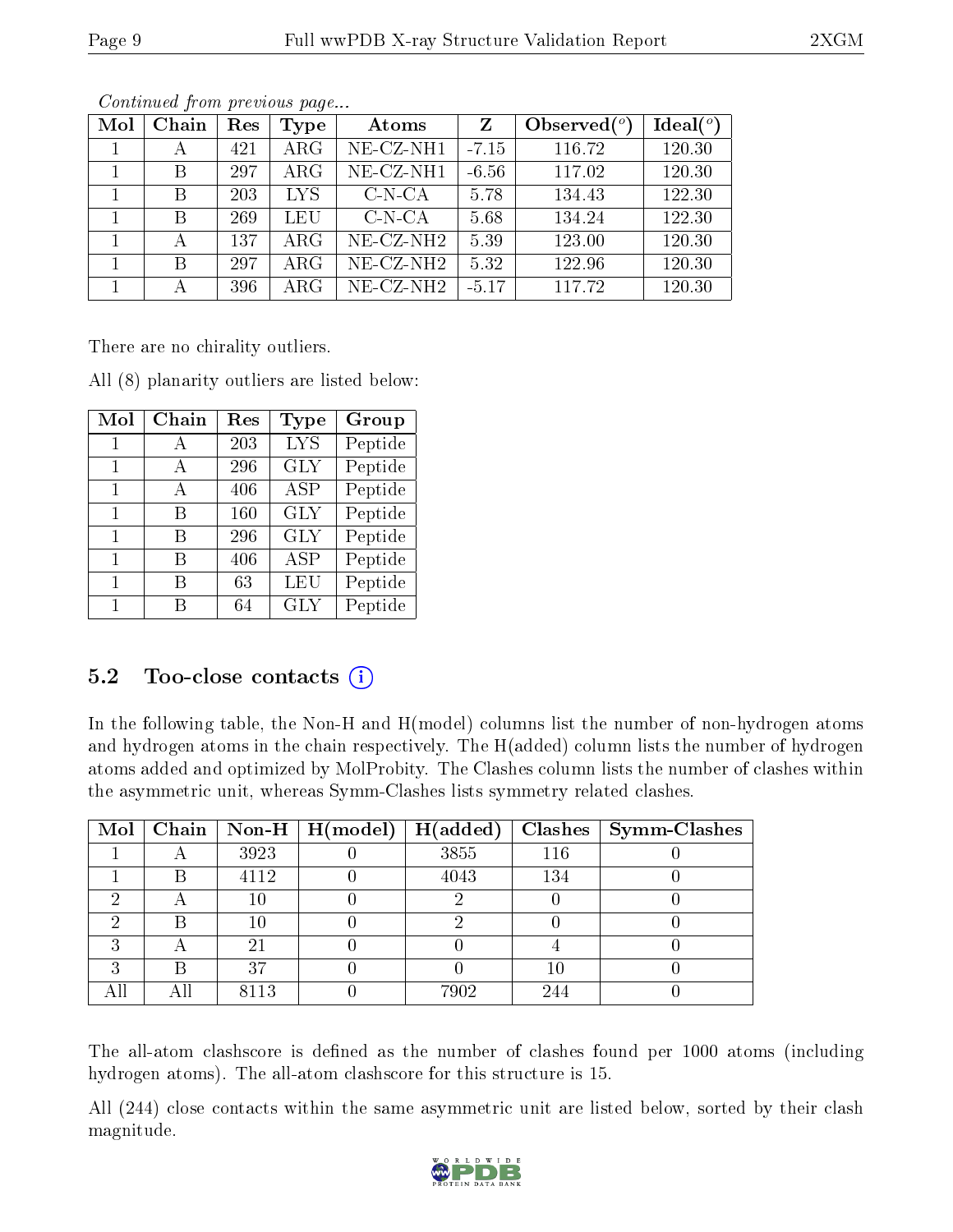*Continued from previous page...*

| Mol | Chain | Res | Type | Atoms | Z | Observed(°) | Ideal(°) |
|---|---|---|---|---|---|---|---|
| 1 | A | 421 | ARG | NE-CZ-NH1 | -7.15 | 116.72 | 120.30 |
| 1 | B | 297 | ARG | NE-CZ-NH1 | -6.56 | 117.02 | 120.30 |
| 1 | B | 203 | LYS | C-N-CA | 5.78 | 134.43 | 122.30 |
| 1 | B | 269 | LEU | C-N-CA | 5.68 | 134.24 | 122.30 |
| 1 | A | 137 | ARG | NE-CZ-NH2 | 5.39 | 123.00 | 120.30 |
| 1 | B | 297 | ARG | NE-CZ-NH2 | 5.32 | 122.96 | 120.30 |
| 1 | A | 396 | ARG | NE-CZ-NH2 | -5.17 | 117.72 | 120.30 |

There are no chirality outliers.

All (8) planarity outliers are listed below:

| Mol | Chain | Res | Type | Group |
|---|---|---|---|---|
| 1 | A | 203 | LYS | Peptide |
| 1 | A | 296 | GLY | Peptide |
| 1 | A | 406 | ASP | Peptide |
| 1 | B | 160 | GLY | Peptide |
| 1 | B | 296 | GLY | Peptide |
| 1 | B | 406 | ASP | Peptide |
| 1 | B | 63 | LEU | Peptide |
| 1 | B | 64 | GLY | Peptide |

## 5.2 Too-close contacts

In the following table, the Non-H and H(model) columns list the number of non-hydrogen atoms and hydrogen atoms in the chain respectively. The H(added) column lists the number of hydrogen atoms added and optimized by MolProbity. The Clashes column lists the number of clashes within the asymmetric unit, whereas Symm-Clashes lists symmetry related clashes.

| Mol | Chain | Non-H | H(model) | H(added) | Clashes | Symm-Clashes |
|---|---|---|---|---|---|---|
| 1 | A | 3923 | 0 | 3855 | 116 | 0 |
| 1 | B | 4112 | 0 | 4043 | 134 | 0 |
| 2 | A | 10 | 0 | 2 | 0 | 0 |
| 2 | B | 10 | 0 | 2 | 0 | 0 |
| 3 | A | 21 | 0 | 0 | 4 | 0 |
| 3 | B | 37 | 0 | 0 | 10 | 0 |
| All | All | 8113 | 0 | 7902 | 244 | 0 |

The all-atom clashscore is defined as the number of clashes found per 1000 atoms (including hydrogen atoms). The all-atom clashscore for this structure is 15.

All (244) close contacts within the same asymmetric unit are listed below, sorted by their clash magnitude.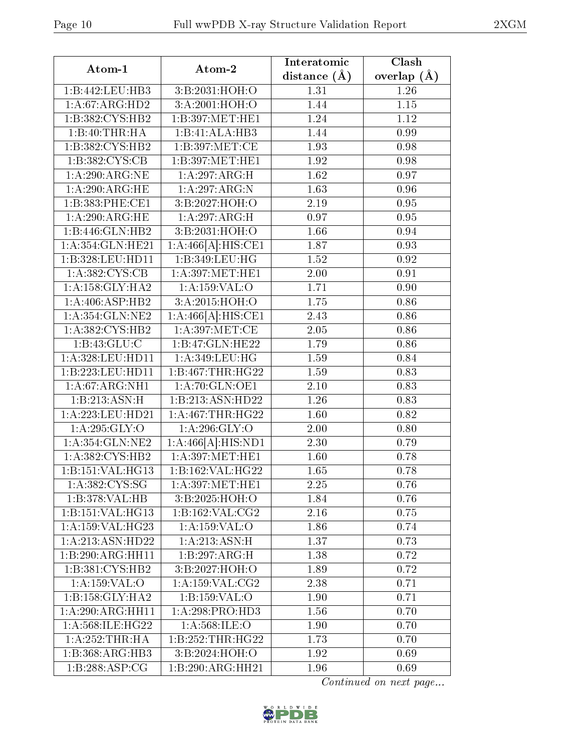| Atom-1 | Atom-2 | Interatomic distance (Å) | Clash overlap (Å) |
|---|---|---|---|
| 1:B:442:LEU:HB3 | 3:B:2031:HOH:O | 1.31 | 1.26 |
| 1:A:67:ARG:HD2 | 3:A:2001:HOH:O | 1.44 | 1.15 |
| 1:B:382:CYS:HB2 | 1:B:397:MET:HE1 | 1.24 | 1.12 |
| 1:B:40:THR:HA | 1:B:41:ALA:HB3 | 1.44 | 0.99 |
| 1:B:382:CYS:HB2 | 1:B:397:MET:CE | 1.93 | 0.98 |
| 1:B:382:CYS:CB | 1:B:397:MET:HE1 | 1.92 | 0.98 |
| 1:A:290:ARG:NE | 1:A:297:ARG:H | 1.62 | 0.97 |
| 1:A:290:ARG:HE | 1:A:297:ARG:N | 1.63 | 0.96 |
| 1:B:383:PHE:CE1 | 3:B:2027:HOH:O | 2.19 | 0.95 |
| 1:A:290:ARG:HE | 1:A:297:ARG:H | 0.97 | 0.95 |
| 1:B:446:GLN:HB2 | 3:B:2031:HOH:O | 1.66 | 0.94 |
| 1:A:354:GLN:HE21 | 1:A:466[A]:HIS:CE1 | 1.87 | 0.93 |
| 1:B:328:LEU:HD11 | 1:B:349:LEU:HG | 1.52 | 0.92 |
| 1:A:382:CYS:CB | 1:A:397:MET:HE1 | 2.00 | 0.91 |
| 1:A:158:GLY:HA2 | 1:A:159:VAL:O | 1.71 | 0.90 |
| 1:A:406:ASP:HB2 | 3:A:2015:HOH:O | 1.75 | 0.86 |
| 1:A:354:GLN:NE2 | 1:A:466[A]:HIS:CE1 | 2.43 | 0.86 |
| 1:A:382:CYS:HB2 | 1:A:397:MET:CE | 2.05 | 0.86 |
| 1:B:43:GLU:C | 1:B:47:GLN:HE22 | 1.79 | 0.86 |
| 1:A:328:LEU:HD11 | 1:A:349:LEU:HG | 1.59 | 0.84 |
| 1:B:223:LEU:HD11 | 1:B:467:THR:HG22 | 1.59 | 0.83 |
| 1:A:67:ARG:NH1 | 1:A:70:GLN:OE1 | 2.10 | 0.83 |
| 1:B:213:ASN:H | 1:B:213:ASN:HD22 | 1.26 | 0.83 |
| 1:A:223:LEU:HD21 | 1:A:467:THR:HG22 | 1.60 | 0.82 |
| 1:A:295:GLY:O | 1:A:296:GLY:O | 2.00 | 0.80 |
| 1:A:354:GLN:NE2 | 1:A:466[A]:HIS:ND1 | 2.30 | 0.79 |
| 1:A:382:CYS:HB2 | 1:A:397:MET:HE1 | 1.60 | 0.78 |
| 1:B:151:VAL:HG13 | 1:B:162:VAL:HG22 | 1.65 | 0.78 |
| 1:A:382:CYS:SG | 1:A:397:MET:HE1 | 2.25 | 0.76 |
| 1:B:378:VAL:HB | 3:B:2025:HOH:O | 1.84 | 0.76 |
| 1:B:151:VAL:HG13 | 1:B:162:VAL:CG2 | 2.16 | 0.75 |
| 1:A:159:VAL:HG23 | 1:A:159:VAL:O | 1.86 | 0.74 |
| 1:A:213:ASN:HD22 | 1:A:213:ASN:H | 1.37 | 0.73 |
| 1:B:290:ARG:HH11 | 1:B:297:ARG:H | 1.38 | 0.72 |
| 1:B:381:CYS:HB2 | 3:B:2027:HOH:O | 1.89 | 0.72 |
| 1:A:159:VAL:O | 1:A:159:VAL:CG2 | 2.38 | 0.71 |
| 1:B:158:GLY:HA2 | 1:B:159:VAL:O | 1.90 | 0.71 |
| 1:A:290:ARG:HH11 | 1:A:298:PRO:HD3 | 1.56 | 0.70 |
| 1:A:568:ILE:HG22 | 1:A:568:ILE:O | 1.90 | 0.70 |
| 1:A:252:THR:HA | 1:B:252:THR:HG22 | 1.73 | 0.70 |
| 1:B:368:ARG:HB3 | 3:B:2024:HOH:O | 1.92 | 0.69 |
| 1:B:288:ASP:CG | 1:B:290:ARG:HH21 | 1.96 | 0.69 |

*Continued on next page...*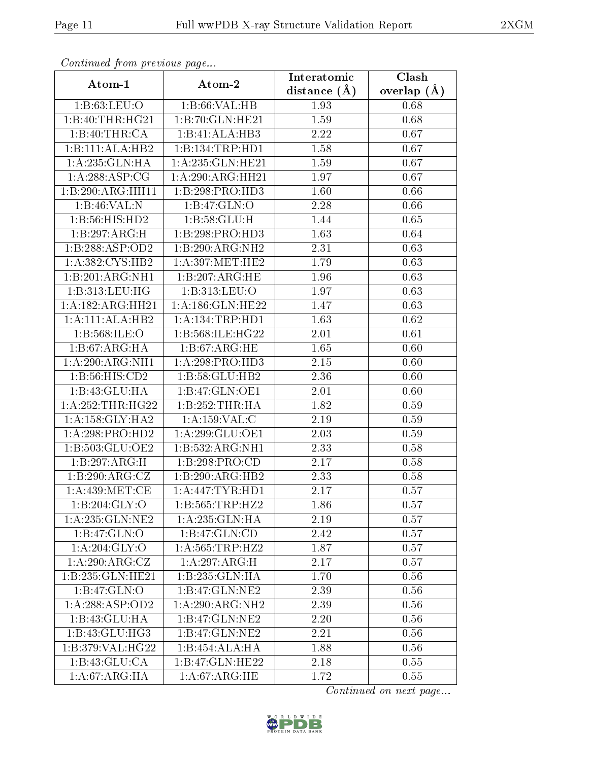*Continued from previous page...*

| Atom-1 | Atom-2 | Interatomic distance (Å) | Clash overlap (Å) |
|---|---|---|---|
| 1:B:63:LEU:O | 1:B:66:VAL:HB | 1.93 | 0.68 |
| 1:B:40:THR:HG21 | 1:B:70:GLN:HE21 | 1.59 | 0.68 |
| 1:B:40:THR:CA | 1:B:41:ALA:HB3 | 2.22 | 0.67 |
| 1:B:111:ALA:HB2 | 1:B:134:TRP:HD1 | 1.58 | 0.67 |
| 1:A:235:GLN:HA | 1:A:235:GLN:HE21 | 1.59 | 0.67 |
| 1:A:288:ASP:CG | 1:A:290:ARG:HH21 | 1.97 | 0.67 |
| 1:B:290:ARG:HH11 | 1:B:298:PRO:HD3 | 1.60 | 0.66 |
| 1:B:46:VAL:N | 1:B:47:GLN:O | 2.28 | 0.66 |
| 1:B:56:HIS:HD2 | 1:B:58:GLU:H | 1.44 | 0.65 |
| 1:B:297:ARG:H | 1:B:298:PRO:HD3 | 1.63 | 0.64 |
| 1:B:288:ASP:OD2 | 1:B:290:ARG:NH2 | 2.31 | 0.63 |
| 1:A:382:CYS:HB2 | 1:A:397:MET:HE2 | 1.79 | 0.63 |
| 1:B:201:ARG:NH1 | 1:B:207:ARG:HE | 1.96 | 0.63 |
| 1:B:313:LEU:HG | 1:B:313:LEU:O | 1.97 | 0.63 |
| 1:A:182:ARG:HH21 | 1:A:186:GLN:HE22 | 1.47 | 0.63 |
| 1:A:111:ALA:HB2 | 1:A:134:TRP:HD1 | 1.63 | 0.62 |
| 1:B:568:ILE:O | 1:B:568:ILE:HG22 | 2.01 | 0.61 |
| 1:B:67:ARG:HA | 1:B:67:ARG:HE | 1.65 | 0.60 |
| 1:A:290:ARG:NH1 | 1:A:298:PRO:HD3 | 2.15 | 0.60 |
| 1:B:56:HIS:CD2 | 1:B:58:GLU:HB2 | 2.36 | 0.60 |
| 1:B:43:GLU:HA | 1:B:47:GLN:OE1 | 2.01 | 0.60 |
| 1:A:252:THR:HG22 | 1:B:252:THR:HA | 1.82 | 0.59 |
| 1:A:158:GLY:HA2 | 1:A:159:VAL:C | 2.19 | 0.59 |
| 1:A:298:PRO:HD2 | 1:A:299:GLU:OE1 | 2.03 | 0.59 |
| 1:B:503:GLU:OE2 | 1:B:532:ARG:NH1 | 2.33 | 0.58 |
| 1:B:297:ARG:H | 1:B:298:PRO:CD | 2.17 | 0.58 |
| 1:B:290:ARG:CZ | 1:B:290:ARG:HB2 | 2.33 | 0.58 |
| 1:A:439:MET:CE | 1:A:447:TYR:HD1 | 2.17 | 0.57 |
| 1:B:204:GLY:O | 1:B:565:TRP:HZ2 | 1.86 | 0.57 |
| 1:A:235:GLN:NE2 | 1:A:235:GLN:HA | 2.19 | 0.57 |
| 1:B:47:GLN:O | 1:B:47:GLN:CD | 2.42 | 0.57 |
| 1:A:204:GLY:O | 1:A:565:TRP:HZ2 | 1.87 | 0.57 |
| 1:A:290:ARG:CZ | 1:A:297:ARG:H | 2.17 | 0.57 |
| 1:B:235:GLN:HE21 | 1:B:235:GLN:HA | 1.70 | 0.56 |
| 1:B:47:GLN:O | 1:B:47:GLN:NE2 | 2.39 | 0.56 |
| 1:A:288:ASP:OD2 | 1:A:290:ARG:NH2 | 2.39 | 0.56 |
| 1:B:43:GLU:HA | 1:B:47:GLN:NE2 | 2.20 | 0.56 |
| 1:B:43:GLU:HG3 | 1:B:47:GLN:NE2 | 2.21 | 0.56 |
| 1:B:379:VAL:HG22 | 1:B:454:ALA:HA | 1.88 | 0.56 |
| 1:B:43:GLU:CA | 1:B:47:GLN:HE22 | 2.18 | 0.55 |
| 1:A:67:ARG:HA | 1:A:67:ARG:HE | 1.72 | 0.55 |

*Continued on next page...*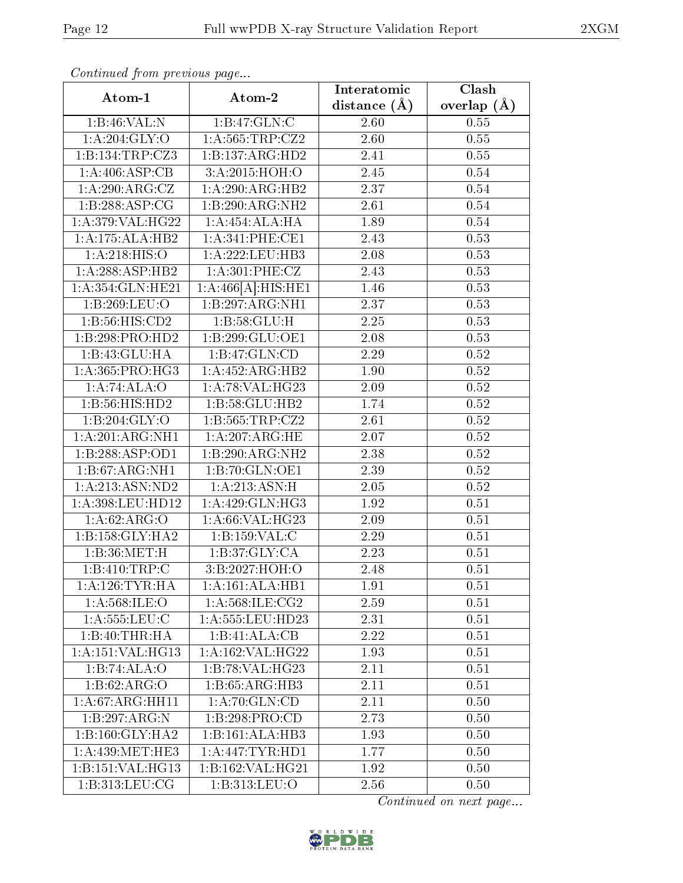*Continued from previous page...*

| Atom-1 | Atom-2 | Interatomic distance (Å) | Clash overlap (Å) |
|---|---|---|---|
| 1:B:46:VAL:N | 1:B:47:GLN:C | 2.60 | 0.55 |
| 1:A:204:GLY:O | 1:A:565:TRP:CZ2 | 2.60 | 0.55 |
| 1:B:134:TRP:CZ3 | 1:B:137:ARG:HD2 | 2.41 | 0.55 |
| 1:A:406:ASP:CB | 3:A:2015:HOH:O | 2.45 | 0.54 |
| 1:A:290:ARG:CZ | 1:A:290:ARG:HB2 | 2.37 | 0.54 |
| 1:B:288:ASP:CG | 1:B:290:ARG:NH2 | 2.61 | 0.54 |
| 1:A:379:VAL:HG22 | 1:A:454:ALA:HA | 1.89 | 0.54 |
| 1:A:175:ALA:HB2 | 1:A:341:PHE:CE1 | 2.43 | 0.53 |
| 1:A:218:HIS:O | 1:A:222:LEU:HB3 | 2.08 | 0.53 |
| 1:A:288:ASP:HB2 | 1:A:301:PHE:CZ | 2.43 | 0.53 |
| 1:A:354:GLN:HE21 | 1:A:466[A]:HIS:HE1 | 1.46 | 0.53 |
| 1:B:269:LEU:O | 1:B:297:ARG:NH1 | 2.37 | 0.53 |
| 1:B:56:HIS:CD2 | 1:B:58:GLU:H | 2.25 | 0.53 |
| 1:B:298:PRO:HD2 | 1:B:299:GLU:OE1 | 2.08 | 0.53 |
| 1:B:43:GLU:HA | 1:B:47:GLN:CD | 2.29 | 0.52 |
| 1:A:365:PRO:HG3 | 1:A:452:ARG:HB2 | 1.90 | 0.52 |
| 1:A:74:ALA:O | 1:A:78:VAL:HG23 | 2.09 | 0.52 |
| 1:B:56:HIS:HD2 | 1:B:58:GLU:HB2 | 1.74 | 0.52 |
| 1:B:204:GLY:O | 1:B:565:TRP:CZ2 | 2.61 | 0.52 |
| 1:A:201:ARG:NH1 | 1:A:207:ARG:HE | 2.07 | 0.52 |
| 1:B:288:ASP:OD1 | 1:B:290:ARG:NH2 | 2.38 | 0.52 |
| 1:B:67:ARG:NH1 | 1:B:70:GLN:OE1 | 2.39 | 0.52 |
| 1:A:213:ASN:ND2 | 1:A:213:ASN:H | 2.05 | 0.52 |
| 1:A:398:LEU:HD12 | 1:A:429:GLN:HG3 | 1.92 | 0.51 |
| 1:A:62:ARG:O | 1:A:66:VAL:HG23 | 2.09 | 0.51 |
| 1:B:158:GLY:HA2 | 1:B:159:VAL:C | 2.29 | 0.51 |
| 1:B:36:MET:H | 1:B:37:GLY:CA | 2.23 | 0.51 |
| 1:B:410:TRP:C | 3:B:2027:HOH:O | 2.48 | 0.51 |
| 1:A:126:TYR:HA | 1:A:161:ALA:HB1 | 1.91 | 0.51 |
| 1:A:568:ILE:O | 1:A:568:ILE:CG2 | 2.59 | 0.51 |
| 1:A:555:LEU:C | 1:A:555:LEU:HD23 | 2.31 | 0.51 |
| 1:B:40:THR:HA | 1:B:41:ALA:CB | 2.22 | 0.51 |
| 1:A:151:VAL:HG13 | 1:A:162:VAL:HG22 | 1.93 | 0.51 |
| 1:B:74:ALA:O | 1:B:78:VAL:HG23 | 2.11 | 0.51 |
| 1:B:62:ARG:O | 1:B:65:ARG:HB3 | 2.11 | 0.51 |
| 1:A:67:ARG:HH11 | 1:A:70:GLN:CD | 2.11 | 0.50 |
| 1:B:297:ARG:N | 1:B:298:PRO:CD | 2.73 | 0.50 |
| 1:B:160:GLY:HA2 | 1:B:161:ALA:HB3 | 1.93 | 0.50 |
| 1:A:439:MET:HE3 | 1:A:447:TYR:HD1 | 1.77 | 0.50 |
| 1:B:151:VAL:HG13 | 1:B:162:VAL:HG21 | 1.92 | 0.50 |
| 1:B:313:LEU:CG | 1:B:313:LEU:O | 2.56 | 0.50 |

*Continued on next page...*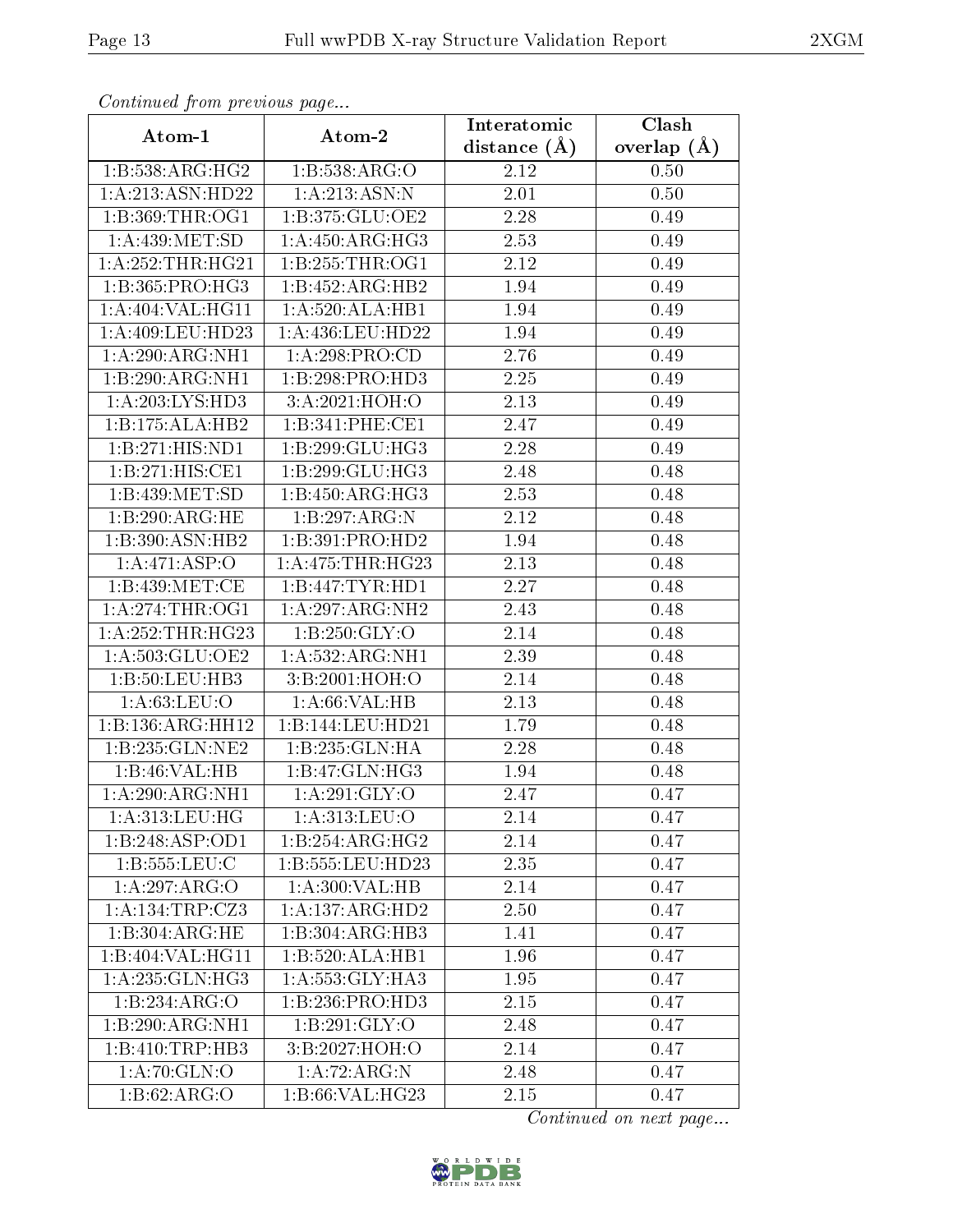*Continued from previous page...*

| Atom-1 | Atom-2 | Interatomic distance (Å) | Clash overlap (Å) |
|---|---|---|---|
| 1:B:538:ARG:HG2 | 1:B:538:ARG:O | 2.12 | 0.50 |
| 1:A:213:ASN:HD22 | 1:A:213:ASN:N | 2.01 | 0.50 |
| 1:B:369:THR:OG1 | 1:B:375:GLU:OE2 | 2.28 | 0.49 |
| 1:A:439:MET:SD | 1:A:450:ARG:HG3 | 2.53 | 0.49 |
| 1:A:252:THR:HG21 | 1:B:255:THR:OG1 | 2.12 | 0.49 |
| 1:B:365:PRO:HG3 | 1:B:452:ARG:HB2 | 1.94 | 0.49 |
| 1:A:404:VAL:HG11 | 1:A:520:ALA:HB1 | 1.94 | 0.49 |
| 1:A:409:LEU:HD23 | 1:A:436:LEU:HD22 | 1.94 | 0.49 |
| 1:A:290:ARG:NH1 | 1:A:298:PRO:CD | 2.76 | 0.49 |
| 1:B:290:ARG:NH1 | 1:B:298:PRO:HD3 | 2.25 | 0.49 |
| 1:A:203:LYS:HD3 | 3:A:2021:HOH:O | 2.13 | 0.49 |
| 1:B:175:ALA:HB2 | 1:B:341:PHE:CE1 | 2.47 | 0.49 |
| 1:B:271:HIS:ND1 | 1:B:299:GLU:HG3 | 2.28 | 0.49 |
| 1:B:271:HIS:CE1 | 1:B:299:GLU:HG3 | 2.48 | 0.48 |
| 1:B:439:MET:SD | 1:B:450:ARG:HG3 | 2.53 | 0.48 |
| 1:B:290:ARG:HE | 1:B:297:ARG:N | 2.12 | 0.48 |
| 1:B:390:ASN:HB2 | 1:B:391:PRO:HD2 | 1.94 | 0.48 |
| 1:A:471:ASP:O | 1:A:475:THR:HG23 | 2.13 | 0.48 |
| 1:B:439:MET:CE | 1:B:447:TYR:HD1 | 2.27 | 0.48 |
| 1:A:274:THR:OG1 | 1:A:297:ARG:NH2 | 2.43 | 0.48 |
| 1:A:252:THR:HG23 | 1:B:250:GLY:O | 2.14 | 0.48 |
| 1:A:503:GLU:OE2 | 1:A:532:ARG:NH1 | 2.39 | 0.48 |
| 1:B:50:LEU:HB3 | 3:B:2001:HOH:O | 2.14 | 0.48 |
| 1:A:63:LEU:O | 1:A:66:VAL:HB | 2.13 | 0.48 |
| 1:B:136:ARG:HH12 | 1:B:144:LEU:HD21 | 1.79 | 0.48 |
| 1:B:235:GLN:NE2 | 1:B:235:GLN:HA | 2.28 | 0.48 |
| 1:B:46:VAL:HB | 1:B:47:GLN:HG3 | 1.94 | 0.48 |
| 1:A:290:ARG:NH1 | 1:A:291:GLY:O | 2.47 | 0.47 |
| 1:A:313:LEU:HG | 1:A:313:LEU:O | 2.14 | 0.47 |
| 1:B:248:ASP:OD1 | 1:B:254:ARG:HG2 | 2.14 | 0.47 |
| 1:B:555:LEU:C | 1:B:555:LEU:HD23 | 2.35 | 0.47 |
| 1:A:297:ARG:O | 1:A:300:VAL:HB | 2.14 | 0.47 |
| 1:A:134:TRP:CZ3 | 1:A:137:ARG:HD2 | 2.50 | 0.47 |
| 1:B:304:ARG:HE | 1:B:304:ARG:HB3 | 1.41 | 0.47 |
| 1:B:404:VAL:HG11 | 1:B:520:ALA:HB1 | 1.96 | 0.47 |
| 1:A:235:GLN:HG3 | 1:A:553:GLY:HA3 | 1.95 | 0.47 |
| 1:B:234:ARG:O | 1:B:236:PRO:HD3 | 2.15 | 0.47 |
| 1:B:290:ARG:NH1 | 1:B:291:GLY:O | 2.48 | 0.47 |
| 1:B:410:TRP:HB3 | 3:B:2027:HOH:O | 2.14 | 0.47 |
| 1:A:70:GLN:O | 1:A:72:ARG:N | 2.48 | 0.47 |
| 1:B:62:ARG:O | 1:B:66:VAL:HG23 | 2.15 | 0.47 |

*Continued on next page...*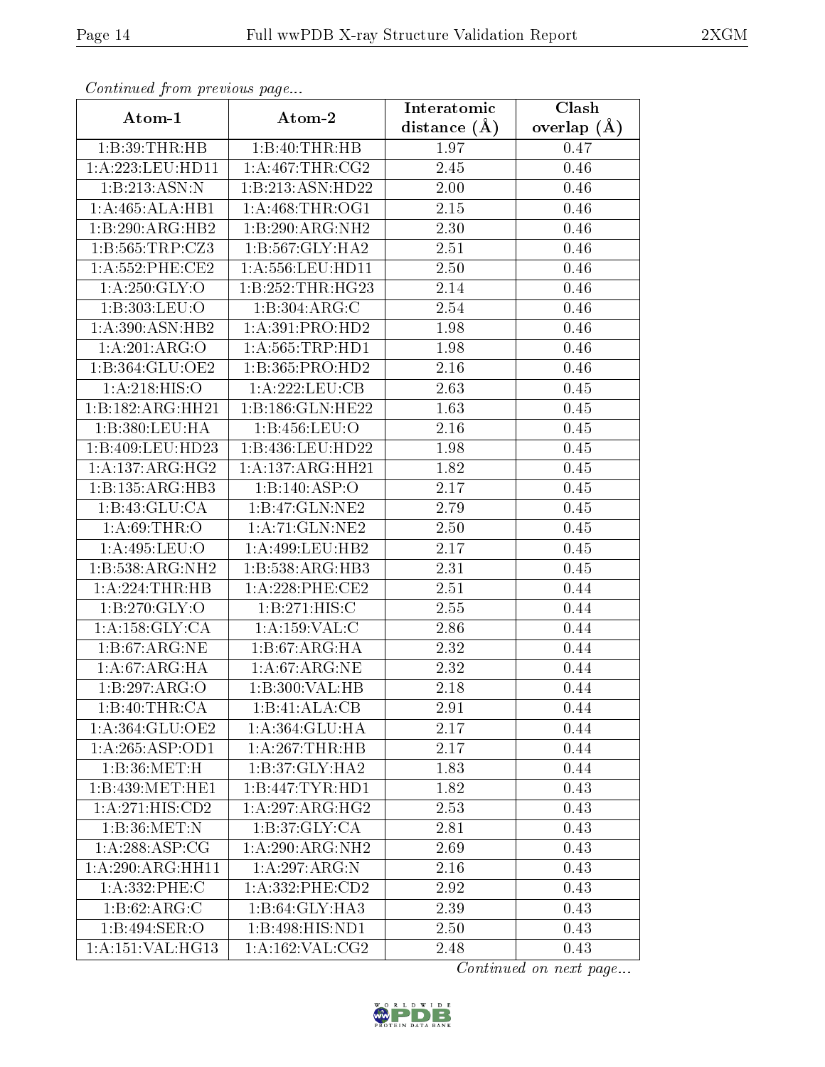*Continued from previous page...*

| Atom-1 | Atom-2 | Interatomic distance (Å) | Clash overlap (Å) |
|---|---|---|---|
| 1:B:39:THR:HB | 1:B:40:THR:HB | 1.97 | 0.47 |
| 1:A:223:LEU:HD11 | 1:A:467:THR:CG2 | 2.45 | 0.46 |
| 1:B:213:ASN:N | 1:B:213:ASN:HD22 | 2.00 | 0.46 |
| 1:A:465:ALA:HB1 | 1:A:468:THR:OG1 | 2.15 | 0.46 |
| 1:B:290:ARG:HB2 | 1:B:290:ARG:NH2 | 2.30 | 0.46 |
| 1:B:565:TRP:CZ3 | 1:B:567:GLY:HA2 | 2.51 | 0.46 |
| 1:A:552:PHE:CE2 | 1:A:556:LEU:HD11 | 2.50 | 0.46 |
| 1:A:250:GLY:O | 1:B:252:THR:HG23 | 2.14 | 0.46 |
| 1:B:303:LEU:O | 1:B:304:ARG:C | 2.54 | 0.46 |
| 1:A:390:ASN:HB2 | 1:A:391:PRO:HD2 | 1.98 | 0.46 |
| 1:A:201:ARG:O | 1:A:565:TRP:HD1 | 1.98 | 0.46 |
| 1:B:364:GLU:OE2 | 1:B:365:PRO:HD2 | 2.16 | 0.46 |
| 1:A:218:HIS:O | 1:A:222:LEU:CB | 2.63 | 0.45 |
| 1:B:182:ARG:HH21 | 1:B:186:GLN:HE22 | 1.63 | 0.45 |
| 1:B:380:LEU:HA | 1:B:456:LEU:O | 2.16 | 0.45 |
| 1:B:409:LEU:HD23 | 1:B:436:LEU:HD22 | 1.98 | 0.45 |
| 1:A:137:ARG:HG2 | 1:A:137:ARG:HH21 | 1.82 | 0.45 |
| 1:B:135:ARG:HB3 | 1:B:140:ASP:O | 2.17 | 0.45 |
| 1:B:43:GLU:CA | 1:B:47:GLN:NE2 | 2.79 | 0.45 |
| 1:A:69:THR:O | 1:A:71:GLN:NE2 | 2.50 | 0.45 |
| 1:A:495:LEU:O | 1:A:499:LEU:HB2 | 2.17 | 0.45 |
| 1:B:538:ARG:NH2 | 1:B:538:ARG:HB3 | 2.31 | 0.45 |
| 1:A:224:THR:HB | 1:A:228:PHE:CE2 | 2.51 | 0.44 |
| 1:B:270:GLY:O | 1:B:271:HIS:C | 2.55 | 0.44 |
| 1:A:158:GLY:CA | 1:A:159:VAL:C | 2.86 | 0.44 |
| 1:B:67:ARG:NE | 1:B:67:ARG:HA | 2.32 | 0.44 |
| 1:A:67:ARG:HA | 1:A:67:ARG:NE | 2.32 | 0.44 |
| 1:B:297:ARG:O | 1:B:300:VAL:HB | 2.18 | 0.44 |
| 1:B:40:THR:CA | 1:B:41:ALA:CB | 2.91 | 0.44 |
| 1:A:364:GLU:OE2 | 1:A:364:GLU:HA | 2.17 | 0.44 |
| 1:A:265:ASP:OD1 | 1:A:267:THR:HB | 2.17 | 0.44 |
| 1:B:36:MET:H | 1:B:37:GLY:HA2 | 1.83 | 0.44 |
| 1:B:439:MET:HE1 | 1:B:447:TYR:HD1 | 1.82 | 0.43 |
| 1:A:271:HIS:CD2 | 1:A:297:ARG:HG2 | 2.53 | 0.43 |
| 1:B:36:MET:N | 1:B:37:GLY:CA | 2.81 | 0.43 |
| 1:A:288:ASP:CG | 1:A:290:ARG:NH2 | 2.69 | 0.43 |
| 1:A:290:ARG:HH11 | 1:A:297:ARG:N | 2.16 | 0.43 |
| 1:A:332:PHE:C | 1:A:332:PHE:CD2 | 2.92 | 0.43 |
| 1:B:62:ARG:C | 1:B:64:GLY:HA3 | 2.39 | 0.43 |
| 1:B:494:SER:O | 1:B:498:HIS:ND1 | 2.50 | 0.43 |
| 1:A:151:VAL:HG13 | 1:A:162:VAL:CG2 | 2.48 | 0.43 |

*Continued on next page...*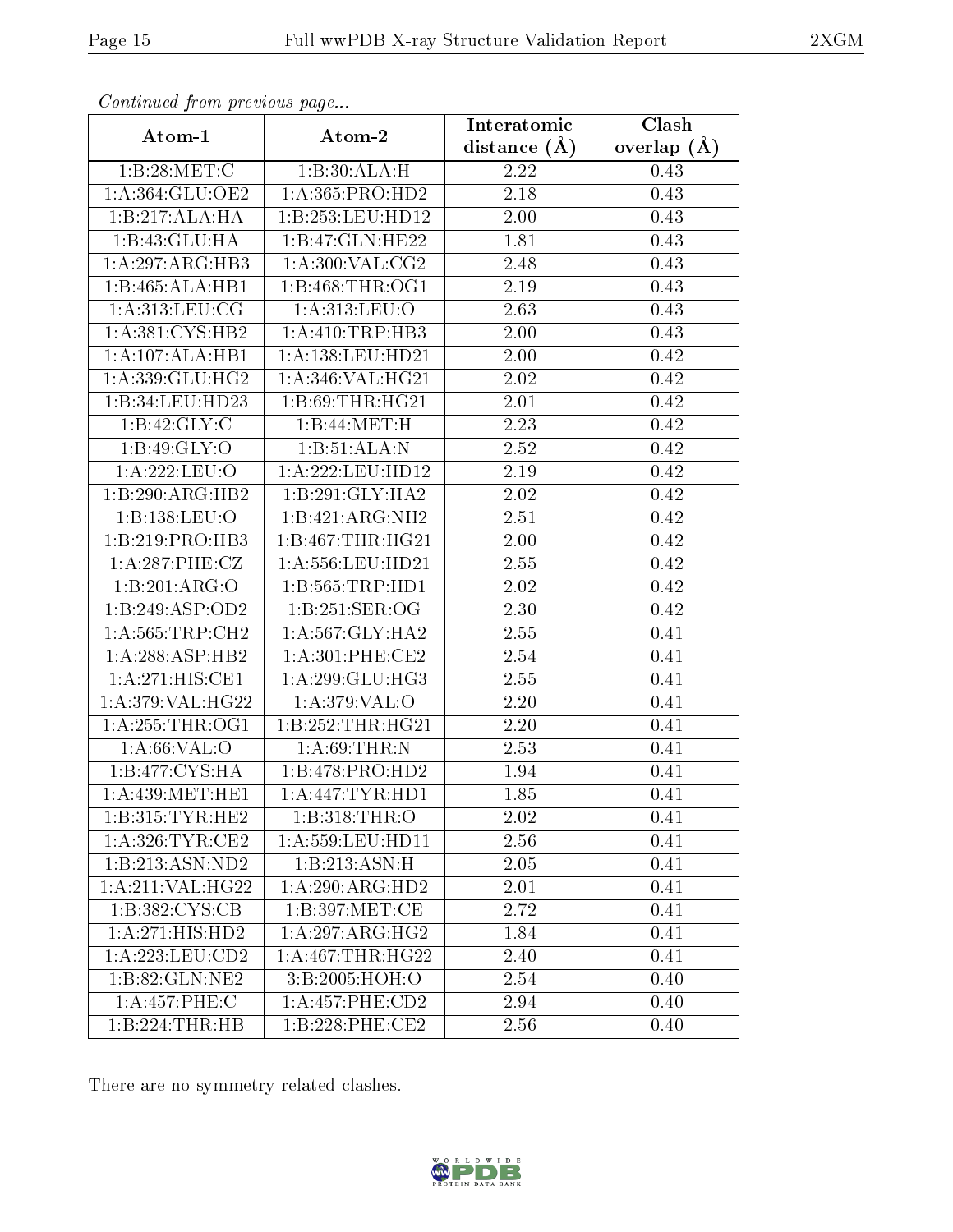*Continued from previous page...*

| Atom-1 | Atom-2 | Interatomic distance (Å) | Clash overlap (Å) |
|---|---|---|---|
| 1:B:28:MET:C | 1:B:30:ALA:H | 2.22 | 0.43 |
| 1:A:364:GLU:OE2 | 1:A:365:PRO:HD2 | 2.18 | 0.43 |
| 1:B:217:ALA:HA | 1:B:253:LEU:HD12 | 2.00 | 0.43 |
| 1:B:43:GLU:HA | 1:B:47:GLN:HE22 | 1.81 | 0.43 |
| 1:A:297:ARG:HB3 | 1:A:300:VAL:CG2 | 2.48 | 0.43 |
| 1:B:465:ALA:HB1 | 1:B:468:THR:OG1 | 2.19 | 0.43 |
| 1:A:313:LEU:CG | 1:A:313:LEU:O | 2.63 | 0.43 |
| 1:A:381:CYS:HB2 | 1:A:410:TRP:HB3 | 2.00 | 0.43 |
| 1:A:107:ALA:HB1 | 1:A:138:LEU:HD21 | 2.00 | 0.42 |
| 1:A:339:GLU:HG2 | 1:A:346:VAL:HG21 | 2.02 | 0.42 |
| 1:B:34:LEU:HD23 | 1:B:69:THR:HG21 | 2.01 | 0.42 |
| 1:B:42:GLY:C | 1:B:44:MET:H | 2.23 | 0.42 |
| 1:B:49:GLY:O | 1:B:51:ALA:N | 2.52 | 0.42 |
| 1:A:222:LEU:O | 1:A:222:LEU:HD12 | 2.19 | 0.42 |
| 1:B:290:ARG:HB2 | 1:B:291:GLY:HA2 | 2.02 | 0.42 |
| 1:B:138:LEU:O | 1:B:421:ARG:NH2 | 2.51 | 0.42 |
| 1:B:219:PRO:HB3 | 1:B:467:THR:HG21 | 2.00 | 0.42 |
| 1:A:287:PHE:CZ | 1:A:556:LEU:HD21 | 2.55 | 0.42 |
| 1:B:201:ARG:O | 1:B:565:TRP:HD1 | 2.02 | 0.42 |
| 1:B:249:ASP:OD2 | 1:B:251:SER:OG | 2.30 | 0.42 |
| 1:A:565:TRP:CH2 | 1:A:567:GLY:HA2 | 2.55 | 0.41 |
| 1:A:288:ASP:HB2 | 1:A:301:PHE:CE2 | 2.54 | 0.41 |
| 1:A:271:HIS:CE1 | 1:A:299:GLU:HG3 | 2.55 | 0.41 |
| 1:A:379:VAL:HG22 | 1:A:379:VAL:O | 2.20 | 0.41 |
| 1:A:255:THR:OG1 | 1:B:252:THR:HG21 | 2.20 | 0.41 |
| 1:A:66:VAL:O | 1:A:69:THR:N | 2.53 | 0.41 |
| 1:B:477:CYS:HA | 1:B:478:PRO:HD2 | 1.94 | 0.41 |
| 1:A:439:MET:HE1 | 1:A:447:TYR:HD1 | 1.85 | 0.41 |
| 1:B:315:TYR:HE2 | 1:B:318:THR:O | 2.02 | 0.41 |
| 1:A:326:TYR:CE2 | 1:A:559:LEU:HD11 | 2.56 | 0.41 |
| 1:B:213:ASN:ND2 | 1:B:213:ASN:H | 2.05 | 0.41 |
| 1:A:211:VAL:HG22 | 1:A:290:ARG:HD2 | 2.01 | 0.41 |
| 1:B:382:CYS:CB | 1:B:397:MET:CE | 2.72 | 0.41 |
| 1:A:271:HIS:HD2 | 1:A:297:ARG:HG2 | 1.84 | 0.41 |
| 1:A:223:LEU:CD2 | 1:A:467:THR:HG22 | 2.40 | 0.41 |
| 1:B:82:GLN:NE2 | 3:B:2005:HOH:O | 2.54 | 0.40 |
| 1:A:457:PHE:C | 1:A:457:PHE:CD2 | 2.94 | 0.40 |
| 1:B:224:THR:HB | 1:B:228:PHE:CE2 | 2.56 | 0.40 |

There are no symmetry-related clashes.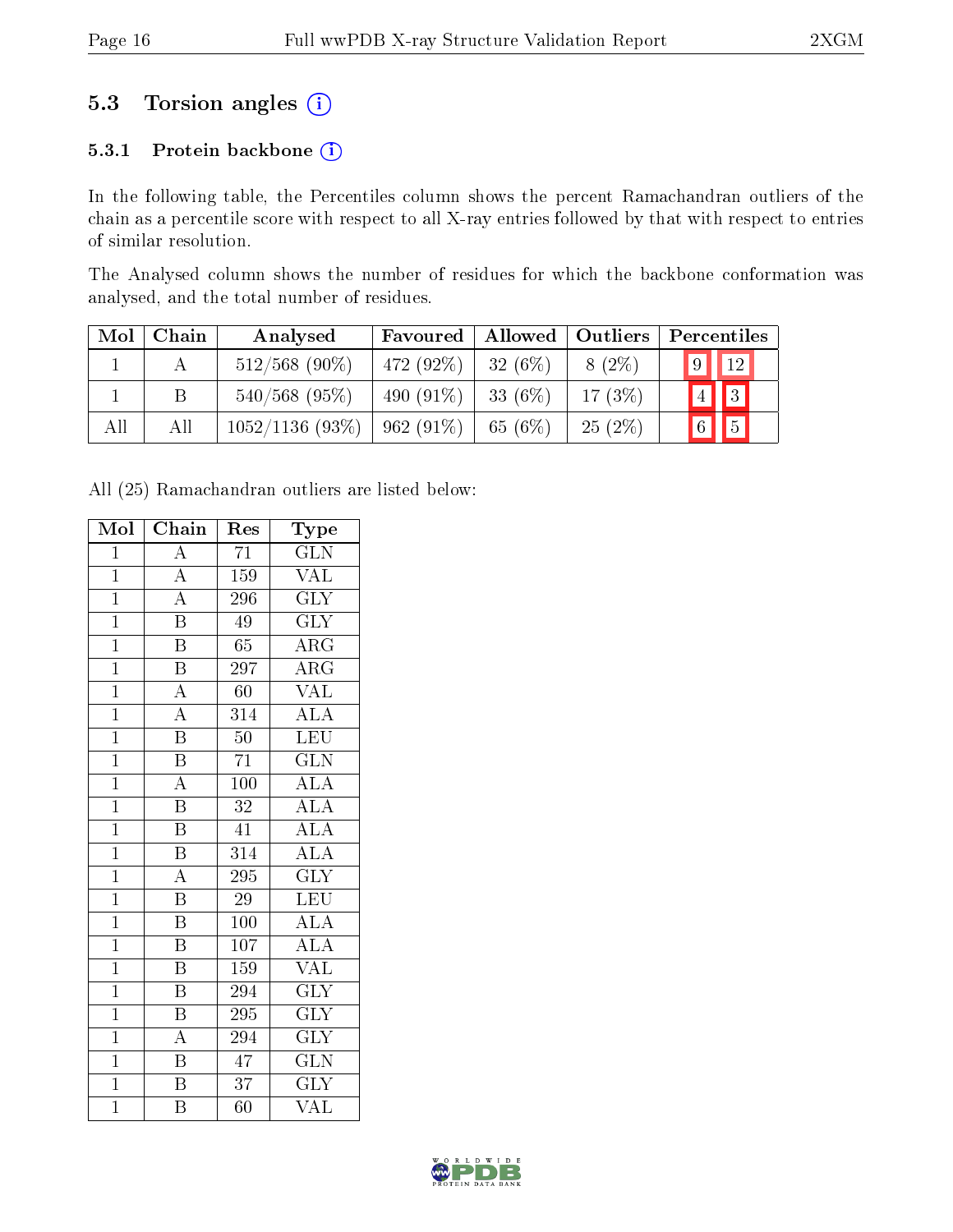## 5.3 Torsion angles

### 5.3.1 Protein backbone

In the following table, the Percentiles column shows the percent Ramachandran outliers of the chain as a percentile score with respect to all X-ray entries followed by that with respect to entries of similar resolution.

The Analysed column shows the number of residues for which the backbone conformation was analysed, and the total number of residues.

| Mol | Chain | Analysed | Favoured | Allowed | Outliers | Percentiles | |
|---|---|---|---|---|---|---|---|
| 1 | A | 512/568 (90%) | 472 (92%) | 32 (6%) | 8 (2%) | 9 | 12 |
| 1 | B | 540/568 (95%) | 490 (91%) | 33 (6%) | 17 (3%) | 4 | 3 |
| All | All | 1052/1136 (93%) | 962 (91%) | 65 (6%) | 25 (2%) | 6 | 5 |

All (25) Ramachandran outliers are listed below:

| Mol | Chain | Res | Type |
|---|---|---|---|
| 1 | A | 71 | GLN |
| 1 | A | 159 | VAL |
| 1 | A | 296 | GLY |
| 1 | B | 49 | GLY |
| 1 | B | 65 | ARG |
| 1 | B | 297 | ARG |
| 1 | A | 60 | VAL |
| 1 | A | 314 | ALA |
| 1 | B | 50 | LEU |
| 1 | B | 71 | GLN |
| 1 | A | 100 | ALA |
| 1 | B | 32 | ALA |
| 1 | B | 41 | ALA |
| 1 | B | 314 | ALA |
| 1 | A | 295 | GLY |
| 1 | B | 29 | LEU |
| 1 | B | 100 | ALA |
| 1 | B | 107 | ALA |
| 1 | B | 159 | VAL |
| 1 | B | 294 | GLY |
| 1 | B | 295 | GLY |
| 1 | A | 294 | GLY |
| 1 | B | 47 | GLN |
| 1 | B | 37 | GLY |
| 1 | B | 60 | VAL |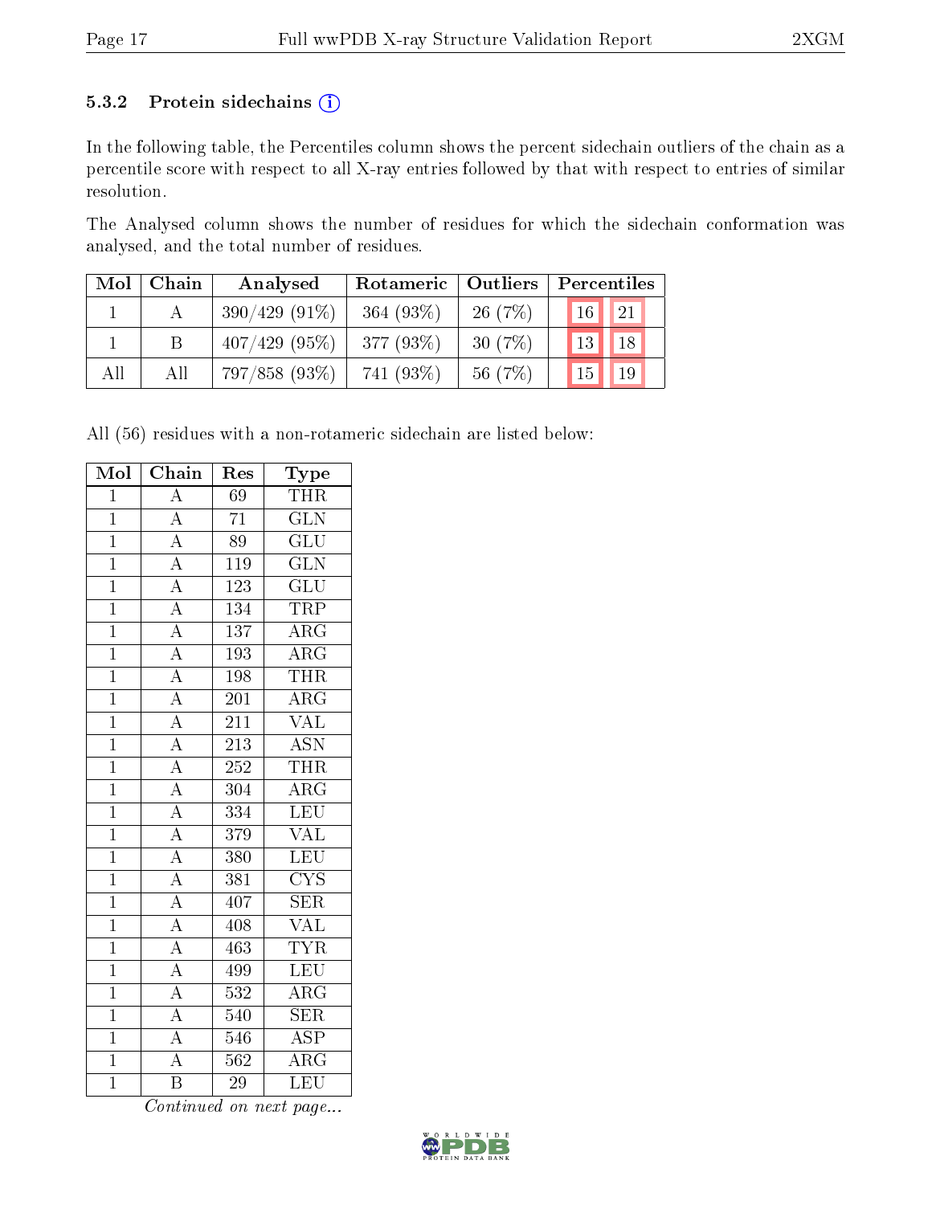### 5.3.2 Protein sidechains (i)

In the following table, the Percentiles column shows the percent sidechain outliers of the chain as a percentile score with respect to all X-ray entries followed by that with respect to entries of similar resolution.

The Analysed column shows the number of residues for which the sidechain conformation was analysed, and the total number of residues.

| Mol | Chain | Analysed | Rotameric | Outliers | Percentiles | |
|---|---|---|---|---|---|---|
| 1 | A | 390/429 (91%) | 364 (93%) | 26 (7%) | 16 | 21 |
| 1 | B | 407/429 (95%) | 377 (93%) | 30 (7%) | 13 | 18 |
| All | All | 797/858 (93%) | 741 (93%) | 56 (7%) | 15 | 19 |

All (56) residues with a non-rotameric sidechain are listed below:

| Mol | Chain | Res | Type |
|---|---|---|---|
| 1 | A | 69 | THR |
| 1 | A | 71 | GLN |
| 1 | A | 89 | GLU |
| 1 | A | 119 | GLN |
| 1 | A | 123 | GLU |
| 1 | A | 134 | TRP |
| 1 | A | 137 | ARG |
| 1 | A | 193 | ARG |
| 1 | A | 198 | THR |
| 1 | A | 201 | ARG |
| 1 | A | 211 | VAL |
| 1 | A | 213 | ASN |
| 1 | A | 252 | THR |
| 1 | A | 304 | ARG |
| 1 | A | 334 | LEU |
| 1 | A | 379 | VAL |
| 1 | A | 380 | LEU |
| 1 | A | 381 | CYS |
| 1 | A | 407 | SER |
| 1 | A | 408 | VAL |
| 1 | A | 463 | TYR |
| 1 | A | 499 | LEU |
| 1 | A | 532 | ARG |
| 1 | A | 540 | SER |
| 1 | A | 546 | ASP |
| 1 | A | 562 | ARG |
| 1 | B | 29 | LEU |

*Continued on next page...*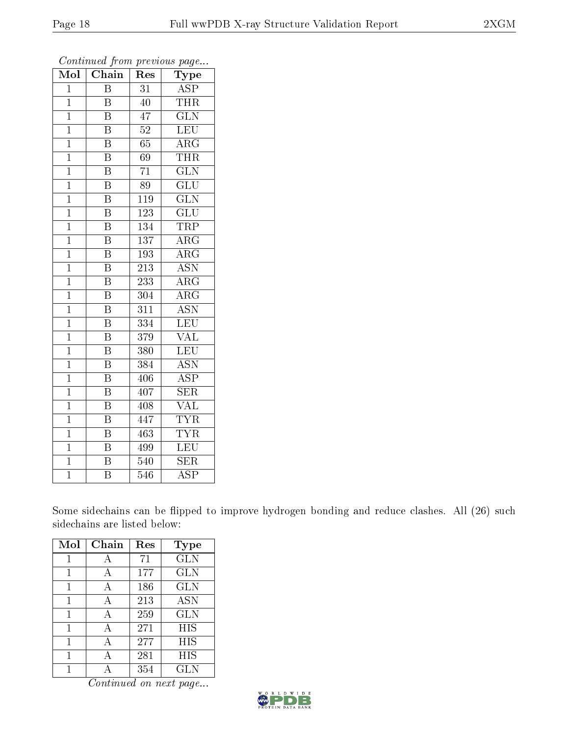*Continued from previous page...*

| Mol | Chain | Res | Type |
|---|---|---|---|
| 1 | B | 31 | ASP |
| 1 | B | 40 | THR |
| 1 | B | 47 | GLN |
| 1 | B | 52 | LEU |
| 1 | B | 65 | ARG |
| 1 | B | 69 | THR |
| 1 | B | 71 | GLN |
| 1 | B | 89 | GLU |
| 1 | B | 119 | GLN |
| 1 | B | 123 | GLU |
| 1 | B | 134 | TRP |
| 1 | B | 137 | ARG |
| 1 | B | 193 | ARG |
| 1 | B | 213 | ASN |
| 1 | B | 233 | ARG |
| 1 | B | 304 | ARG |
| 1 | B | 311 | ASN |
| 1 | B | 334 | LEU |
| 1 | B | 379 | VAL |
| 1 | B | 380 | LEU |
| 1 | B | 384 | ASN |
| 1 | B | 406 | ASP |
| 1 | B | 407 | SER |
| 1 | B | 408 | VAL |
| 1 | B | 447 | TYR |
| 1 | B | 463 | TYR |
| 1 | B | 499 | LEU |
| 1 | B | 540 | SER |
| 1 | B | 546 | ASP |

Some sidechains can be flipped to improve hydrogen bonding and reduce clashes. All (26) such sidechains are listed below:

| Mol | Chain | Res | Type |
|---|---|---|---|
| 1 | A | 71 | GLN |
| 1 | A | 177 | GLN |
| 1 | A | 186 | GLN |
| 1 | A | 213 | ASN |
| 1 | A | 259 | GLN |
| 1 | A | 271 | HIS |
| 1 | A | 277 | HIS |
| 1 | A | 281 | HIS |
| 1 | A | 354 | GLN |

*Continued on next page...*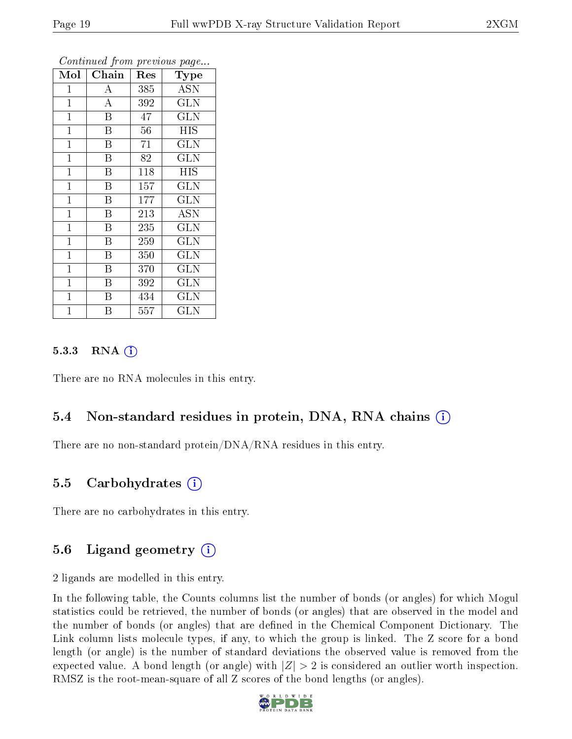*Continued from previous page...*

| Mol | Chain | Res | Type |
|---|---|---|---|
| 1 | A | 385 | ASN |
| 1 | A | 392 | GLN |
| 1 | B | 47 | GLN |
| 1 | B | 56 | HIS |
| 1 | B | 71 | GLN |
| 1 | B | 82 | GLN |
| 1 | B | 118 | HIS |
| 1 | B | 157 | GLN |
| 1 | B | 177 | GLN |
| 1 | B | 213 | ASN |
| 1 | B | 235 | GLN |
| 1 | B | 259 | GLN |
| 1 | B | 350 | GLN |
| 1 | B | 370 | GLN |
| 1 | B | 392 | GLN |
| 1 | B | 434 | GLN |
| 1 | B | 557 | GLN |

#### 5.3.3 RNA (i)

There are no RNA molecules in this entry.

### 5.4 Non-standard residues in protein, DNA, RNA chains (i)

There are no non-standard protein/DNA/RNA residues in this entry.

### 5.5 Carbohydrates (i)

There are no carbohydrates in this entry.

### 5.6 Ligand geometry (i)

2 ligands are modelled in this entry.

In the following table, the Counts columns list the number of bonds (or angles) for which Mogul statistics could be retrieved, the number of bonds (or angles) that are observed in the model and the number of bonds (or angles) that are defined in the Chemical Component Dictionary. The Link column lists molecule types, if any, to which the group is linked. The Z score for a bond length (or angle) is the number of standard deviations the observed value is removed from the expected value. A bond length (or angle) with $|Z| > 2$ is considered an outlier worth inspection. RMSZ is the root-mean-square of all Z scores of the bond lengths (or angles).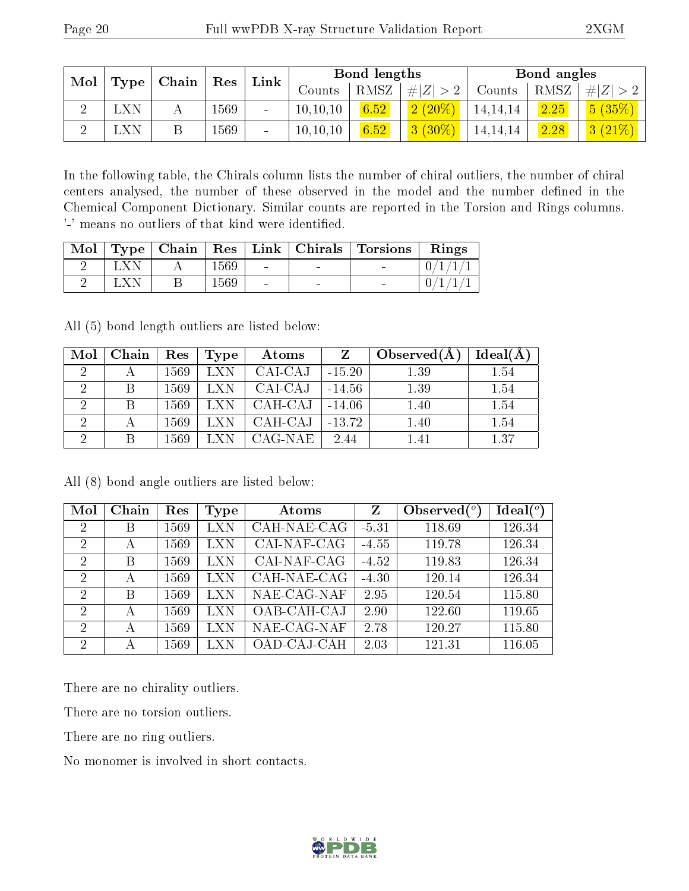| Mol | Type | Chain | Res | Link | Bond lengths | | | Bond angles | | |
|---|---|---|---|---|---|---|---|---|---|---|
| | | | | | Counts | RMSZ | #\|Z\| > 2 | Counts | RMSZ | #\|Z\| > 2 |
| 2 | LXN | A | 1569 | - | 10,10,10 | 6.52 | 2 (20%) | 14,14,14 | 2.25 | 5 (35%) |
| 2 | LXN | B | 1569 | - | 10,10,10 | 6.52 | 3 (30%) | 14,14,14 | 2.28 | 3 (21%) |

In the following table, the Chirals column lists the number of chiral outliers, the number of chiral centers analysed, the number of these observed in the model and the number defined in the Chemical Component Dictionary. Similar counts are reported in the Torsion and Rings columns. '-' means no outliers of that kind were identified.

| Mol | Type | Chain | Res | Link | Chirals | Torsions | Rings |
|---|---|---|---|---|---|---|---|
| 2 | LXN | A | 1569 | - | - | - | 0/1/1/1 |
| 2 | LXN | B | 1569 | - | - | - | 0/1/1/1 |

All (5) bond length outliers are listed below:

| Mol | Chain | Res | Type | Atoms | Z | Observed(Å) | Ideal(Å) |
|---|---|---|---|---|---|---|---|
| 2 | A | 1569 | LXN | CAI-CAJ | -15.20 | 1.39 | 1.54 |
| 2 | B | 1569 | LXN | CAI-CAJ | -14.56 | 1.39 | 1.54 |
| 2 | B | 1569 | LXN | CAH-CAJ | -14.06 | 1.40 | 1.54 |
| 2 | A | 1569 | LXN | CAH-CAJ | -13.72 | 1.40 | 1.54 |
| 2 | B | 1569 | LXN | CAG-NAE | 2.44 | 1.41 | 1.37 |

All (8) bond angle outliers are listed below:

| Mol | Chain | Res | Type | Atoms | Z | Observed(°) | Ideal(°) |
|---|---|---|---|---|---|---|---|
| 2 | B | 1569 | LXN | CAH-NAE-CAG | -5.31 | 118.69 | 126.34 |
| 2 | A | 1569 | LXN | CAI-NAF-CAG | -4.55 | 119.78 | 126.34 |
| 2 | B | 1569 | LXN | CAI-NAF-CAG | -4.52 | 119.83 | 126.34 |
| 2 | A | 1569 | LXN | CAH-NAE-CAG | -4.30 | 120.14 | 126.34 |
| 2 | B | 1569 | LXN | NAE-CAG-NAF | 2.95 | 120.54 | 115.80 |
| 2 | A | 1569 | LXN | OAB-CAH-CAJ | 2.90 | 122.60 | 119.65 |
| 2 | A | 1569 | LXN | NAE-CAG-NAF | 2.78 | 120.27 | 115.80 |
| 2 | A | 1569 | LXN | OAD-CAJ-CAH | 2.03 | 121.31 | 116.05 |

There are no chirality outliers.

There are no torsion outliers.

There are no ring outliers.

No monomer is involved in short contacts.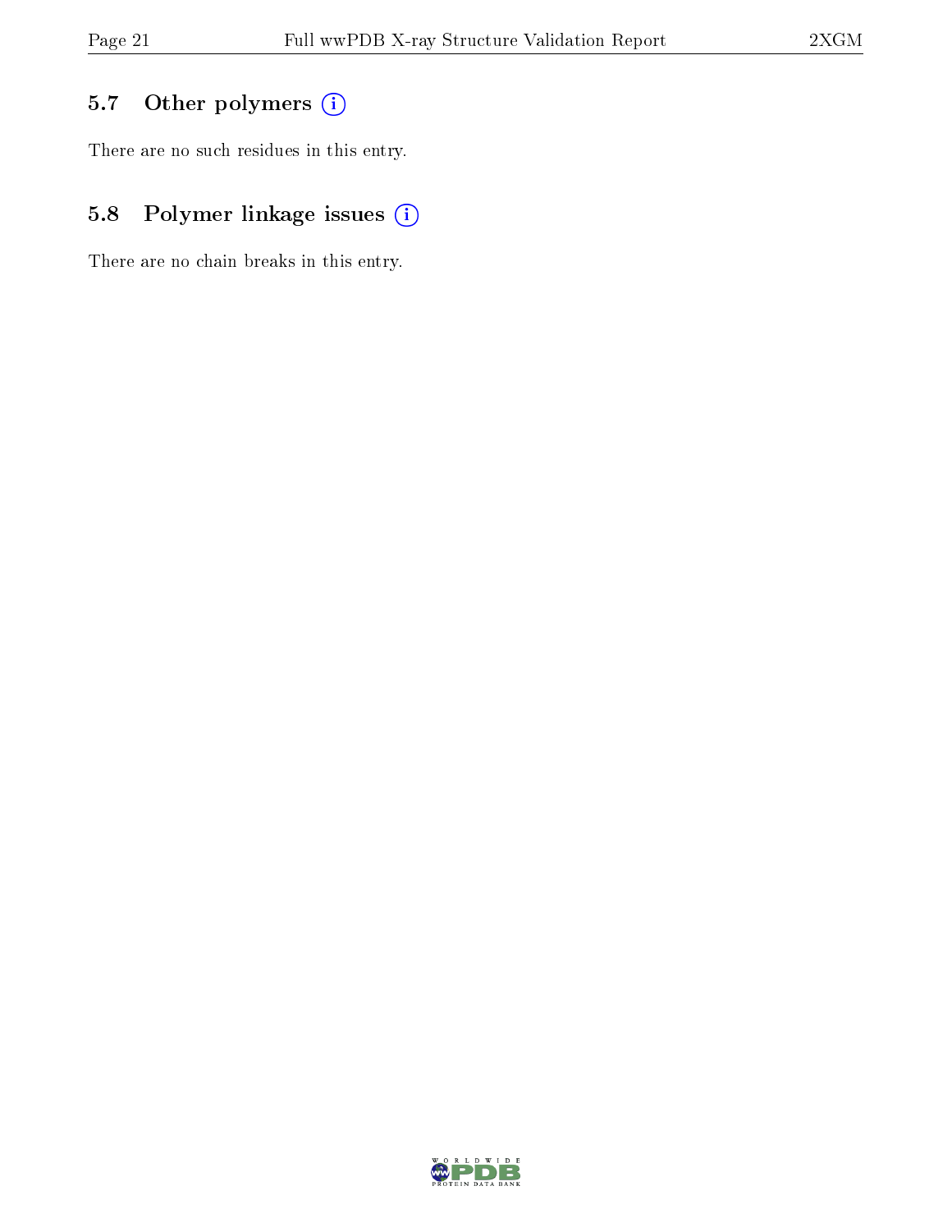### 5.7 Other polymers

There are no such residues in this entry.

### 5.8 Polymer linkage issues

There are no chain breaks in this entry.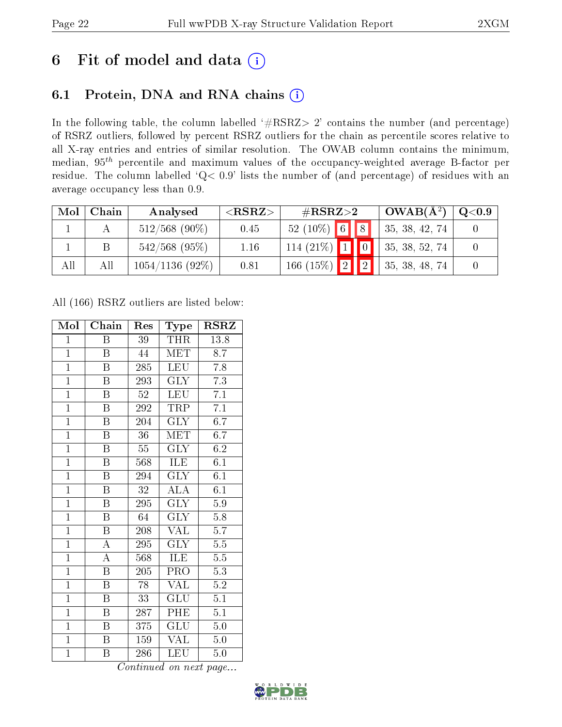# 6 Fit of model and data (i)

## 6.1 Protein, DNA and RNA chains (i)

In the following table, the column labelled '#RSRZ> 2' contains the number (and percentage) of RSRZ outliers, followed by percent RSRZ outliers for the chain as percentile scores relative to all X-ray entries and entries of similar resolution. The OWAB column contains the minimum, median, $95^{th}$ percentile and maximum values of the occupancy-weighted average B-factor per residue. The column labelled 'Q< 0.9' lists the number of (and percentage) of residues with an average occupancy less than 0.9.

| Mol | Chain | Analysed | <RSRZ> | #RSRZ>2 | | | OWAB(Å$^2$) | Q<0.9 |
|---|---|---|---|---|---|---|---|---|
| 1 | A | 512/568 (90%) | 0.45 | 52 (10%) | 6 | 8 | 35, 38, 42, 74 | 0 |
| 1 | B | 542/568 (95%) | 1.16 | 114 (21%) | 1 | 0 | 35, 38, 52, 74 | 0 |
| All | All | 1054/1136 (92%) | 0.81 | 166 (15%) | 2 | 2 | 35, 38, 48, 74 | 0 |

All (166) RSRZ outliers are listed below:

| Mol | Chain | Res | Type | RSRZ |
|---|---|---|---|---|
| 1 | B | 39 | THR | 13.8 |
| 1 | B | 44 | MET | 8.7 |
| 1 | B | 285 | LEU | 7.8 |
| 1 | B | 293 | GLY | 7.3 |
| 1 | B | 52 | LEU | 7.1 |
| 1 | B | 292 | TRP | 7.1 |
| 1 | B | 204 | GLY | 6.7 |
| 1 | B | 36 | MET | 6.7 |
| 1 | B | 55 | GLY | 6.2 |
| 1 | B | 568 | ILE | 6.1 |
| 1 | B | 294 | GLY | 6.1 |
| 1 | B | 32 | ALA | 6.1 |
| 1 | B | 295 | GLY | 5.9 |
| 1 | B | 64 | GLY | 5.8 |
| 1 | B | 208 | VAL | 5.7 |
| 1 | A | 295 | GLY | 5.5 |
| 1 | A | 568 | ILE | 5.5 |
| 1 | B | 205 | PRO | 5.3 |
| 1 | B | 78 | VAL | 5.2 |
| 1 | B | 33 | GLU | 5.1 |
| 1 | B | 287 | PHE | 5.1 |
| 1 | B | 375 | GLU | 5.0 |
| 1 | B | 159 | VAL | 5.0 |
| 1 | B | 286 | LEU | 5.0 |

*Continued on next page...*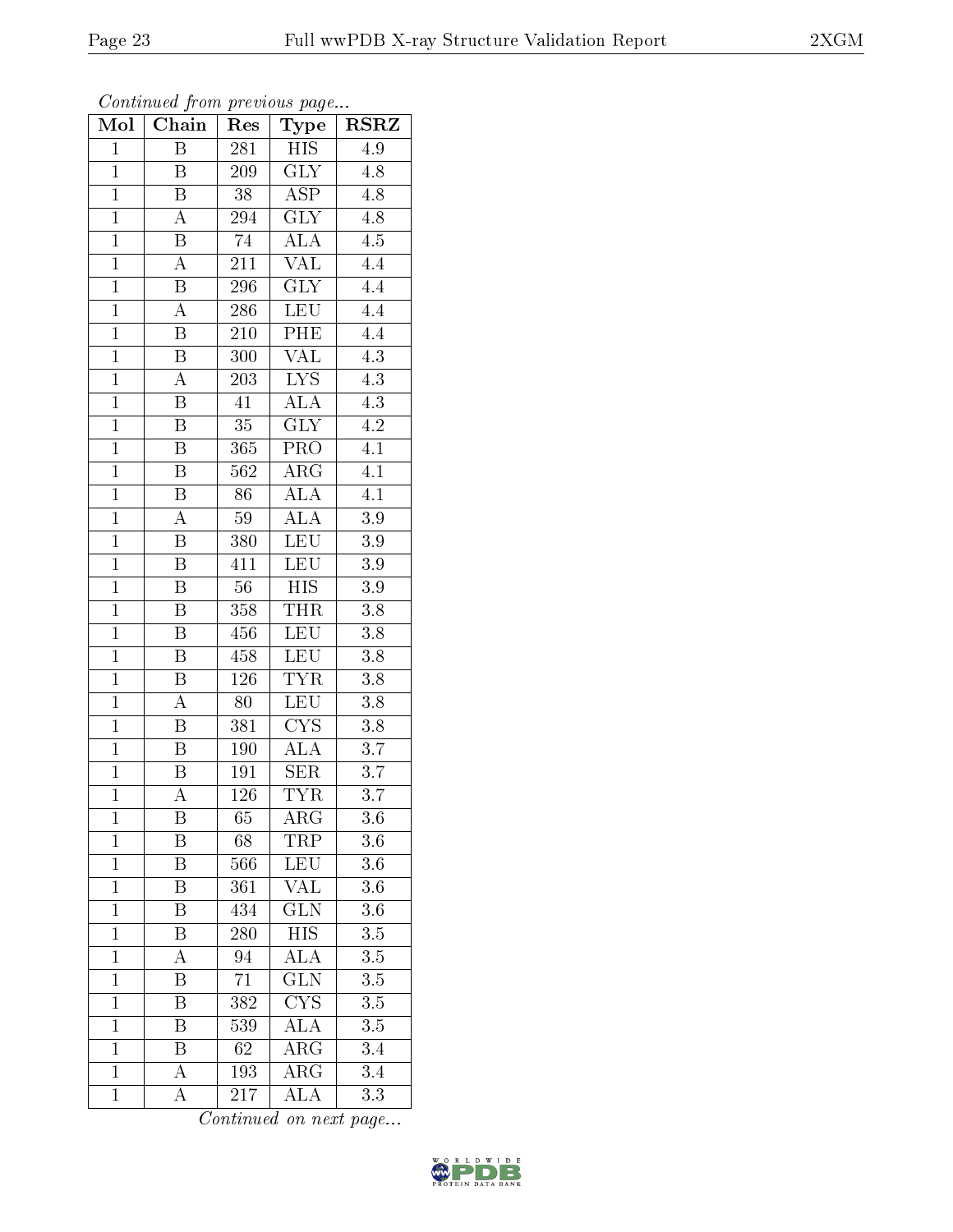*Continued from previous page...*

| Mol | Chain | Res | Type | RSRZ |
|---|---|---|---|---|
| 1 | B | 281 | HIS | 4.9 |
| 1 | B | 209 | GLY | 4.8 |
| 1 | B | 38 | ASP | 4.8 |
| 1 | A | 294 | GLY | 4.8 |
| 1 | B | 74 | ALA | 4.5 |
| 1 | A | 211 | VAL | 4.4 |
| 1 | B | 296 | GLY | 4.4 |
| 1 | A | 286 | LEU | 4.4 |
| 1 | B | 210 | PHE | 4.4 |
| 1 | B | 300 | VAL | 4.3 |
| 1 | A | 203 | LYS | 4.3 |
| 1 | B | 41 | ALA | 4.3 |
| 1 | B | 35 | GLY | 4.2 |
| 1 | B | 365 | PRO | 4.1 |
| 1 | B | 562 | ARG | 4.1 |
| 1 | B | 86 | ALA | 4.1 |
| 1 | A | 59 | ALA | 3.9 |
| 1 | B | 380 | LEU | 3.9 |
| 1 | B | 411 | LEU | 3.9 |
| 1 | B | 56 | HIS | 3.9 |
| 1 | B | 358 | THR | 3.8 |
| 1 | B | 456 | LEU | 3.8 |
| 1 | B | 458 | LEU | 3.8 |
| 1 | B | 126 | TYR | 3.8 |
| 1 | A | 80 | LEU | 3.8 |
| 1 | B | 381 | CYS | 3.8 |
| 1 | B | 190 | ALA | 3.7 |
| 1 | B | 191 | SER | 3.7 |
| 1 | A | 126 | TYR | 3.7 |
| 1 | B | 65 | ARG | 3.6 |
| 1 | B | 68 | TRP | 3.6 |
| 1 | B | 566 | LEU | 3.6 |
| 1 | B | 361 | VAL | 3.6 |
| 1 | B | 434 | GLN | 3.6 |
| 1 | B | 280 | HIS | 3.5 |
| 1 | A | 94 | ALA | 3.5 |
| 1 | B | 71 | GLN | 3.5 |
| 1 | B | 382 | CYS | 3.5 |
| 1 | B | 539 | ALA | 3.5 |
| 1 | B | 62 | ARG | 3.4 |
| 1 | A | 193 | ARG | 3.4 |
| 1 | A | 217 | ALA | 3.3 |

*Continued on next page...*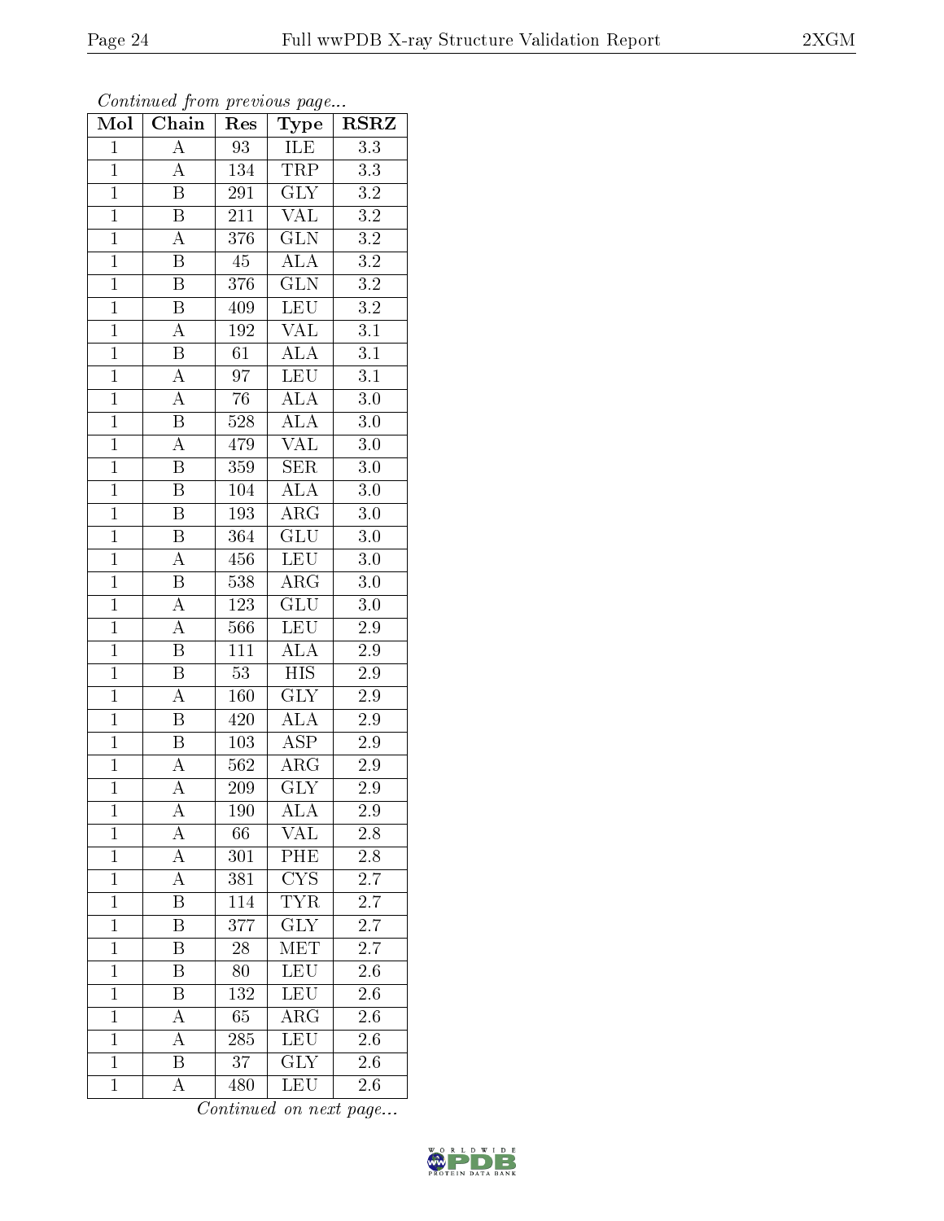*Continued from previous page...*

| Mol | Chain | Res | Type | RSRZ |
|---|---|---|---|---|
| 1 | A | 93 | ILE | 3.3 |
| 1 | A | 134 | TRP | 3.3 |
| 1 | B | 291 | GLY | 3.2 |
| 1 | B | 211 | VAL | 3.2 |
| 1 | A | 376 | GLN | 3.2 |
| 1 | B | 45 | ALA | 3.2 |
| 1 | B | 376 | GLN | 3.2 |
| 1 | B | 409 | LEU | 3.2 |
| 1 | A | 192 | VAL | 3.1 |
| 1 | B | 61 | ALA | 3.1 |
| 1 | A | 97 | LEU | 3.1 |
| 1 | A | 76 | ALA | 3.0 |
| 1 | B | 528 | ALA | 3.0 |
| 1 | A | 479 | VAL | 3.0 |
| 1 | B | 359 | SER | 3.0 |
| 1 | B | 104 | ALA | 3.0 |
| 1 | B | 193 | ARG | 3.0 |
| 1 | B | 364 | GLU | 3.0 |
| 1 | A | 456 | LEU | 3.0 |
| 1 | B | 538 | ARG | 3.0 |
| 1 | A | 123 | GLU | 3.0 |
| 1 | A | 566 | LEU | 2.9 |
| 1 | B | 111 | ALA | 2.9 |
| 1 | B | 53 | HIS | 2.9 |
| 1 | A | 160 | GLY | 2.9 |
| 1 | B | 420 | ALA | 2.9 |
| 1 | B | 103 | ASP | 2.9 |
| 1 | A | 562 | ARG | 2.9 |
| 1 | A | 209 | GLY | 2.9 |
| 1 | A | 190 | ALA | 2.9 |
| 1 | A | 66 | VAL | 2.8 |
| 1 | A | 301 | PHE | 2.8 |
| 1 | A | 381 | CYS | 2.7 |
| 1 | B | 114 | TYR | 2.7 |
| 1 | B | 377 | GLY | 2.7 |
| 1 | B | 28 | MET | 2.7 |
| 1 | B | 80 | LEU | 2.6 |
| 1 | B | 132 | LEU | 2.6 |
| 1 | A | 65 | ARG | 2.6 |
| 1 | A | 285 | LEU | 2.6 |
| 1 | B | 37 | GLY | 2.6 |
| 1 | A | 480 | LEU | 2.6 |

*Continued on next page...*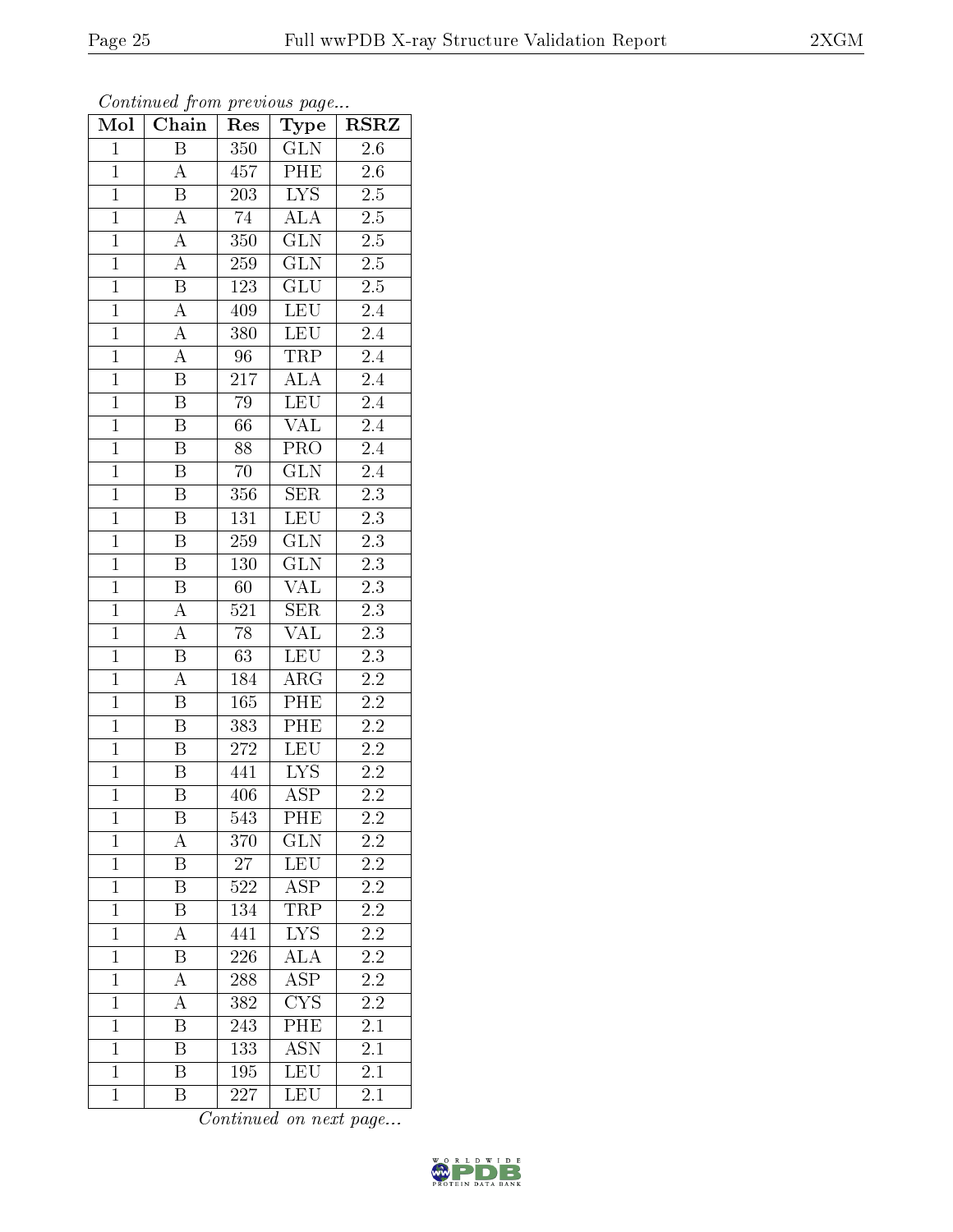*Continued from previous page...*

| Mol | Chain | Res | Type | RSRZ |
|---|---|---|---|---|
| 1 | B | 350 | GLN | 2.6 |
| 1 | A | 457 | PHE | 2.6 |
| 1 | B | 203 | LYS | 2.5 |
| 1 | A | 74 | ALA | 2.5 |
| 1 | A | 350 | GLN | 2.5 |
| 1 | A | 259 | GLN | 2.5 |
| 1 | B | 123 | GLU | 2.5 |
| 1 | A | 409 | LEU | 2.4 |
| 1 | A | 380 | LEU | 2.4 |
| 1 | A | 96 | TRP | 2.4 |
| 1 | B | 217 | ALA | 2.4 |
| 1 | B | 79 | LEU | 2.4 |
| 1 | B | 66 | VAL | 2.4 |
| 1 | B | 88 | PRO | 2.4 |
| 1 | B | 70 | GLN | 2.4 |
| 1 | B | 356 | SER | 2.3 |
| 1 | B | 131 | LEU | 2.3 |
| 1 | B | 259 | GLN | 2.3 |
| 1 | B | 130 | GLN | 2.3 |
| 1 | B | 60 | VAL | 2.3 |
| 1 | A | 521 | SER | 2.3 |
| 1 | A | 78 | VAL | 2.3 |
| 1 | B | 63 | LEU | 2.3 |
| 1 | A | 184 | ARG | 2.2 |
| 1 | B | 165 | PHE | 2.2 |
| 1 | B | 383 | PHE | 2.2 |
| 1 | B | 272 | LEU | 2.2 |
| 1 | B | 441 | LYS | 2.2 |
| 1 | B | 406 | ASP | 2.2 |
| 1 | B | 543 | PHE | 2.2 |
| 1 | A | 370 | GLN | 2.2 |
| 1 | B | 27 | LEU | 2.2 |
| 1 | B | 522 | ASP | 2.2 |
| 1 | B | 134 | TRP | 2.2 |
| 1 | A | 441 | LYS | 2.2 |
| 1 | B | 226 | ALA | 2.2 |
| 1 | A | 288 | ASP | 2.2 |
| 1 | A | 382 | CYS | 2.2 |
| 1 | B | 243 | PHE | 2.1 |
| 1 | B | 133 | ASN | 2.1 |
| 1 | B | 195 | LEU | 2.1 |
| 1 | B | 227 | LEU | 2.1 |

*Continued on next page...*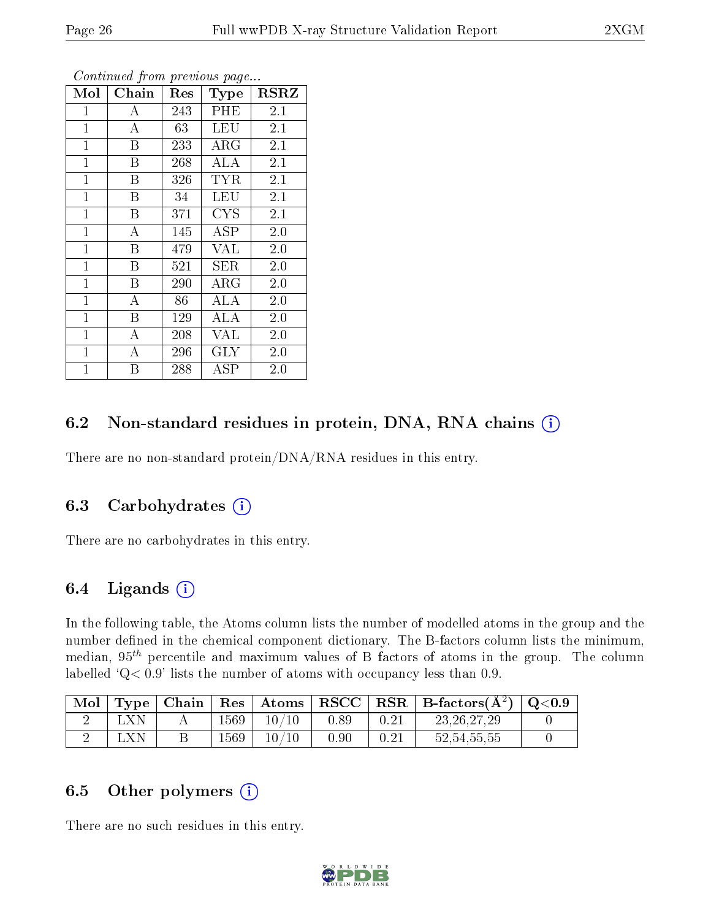*Continued from previous page...*

| Mol | Chain | Res | Type | RSRZ |
|---|---|---|---|---|
| 1 | A | 243 | PHE | 2.1 |
| 1 | A | 63 | LEU | 2.1 |
| 1 | B | 233 | ARG | 2.1 |
| 1 | B | 268 | ALA | 2.1 |
| 1 | B | 326 | TYR | 2.1 |
| 1 | B | 34 | LEU | 2.1 |
| 1 | B | 371 | CYS | 2.1 |
| 1 | A | 145 | ASP | 2.0 |
| 1 | B | 479 | VAL | 2.0 |
| 1 | B | 521 | SER | 2.0 |
| 1 | B | 290 | ARG | 2.0 |
| 1 | A | 86 | ALA | 2.0 |
| 1 | B | 129 | ALA | 2.0 |
| 1 | A | 208 | VAL | 2.0 |
| 1 | A | 296 | GLY | 2.0 |
| 1 | B | 288 | ASP | 2.0 |

### 6.2 Non-standard residues in protein, DNA, RNA chains (i)

There are no non-standard protein/DNA/RNA residues in this entry.

### 6.3 Carbohydrates (i)

There are no carbohydrates in this entry.

### 6.4 Ligands (i)

In the following table, the Atoms column lists the number of modelled atoms in the group and the number defined in the chemical component dictionary. The B-factors column lists the minimum, median, $95^{th}$ percentile and maximum values of B factors of atoms in the group. The column labelled 'Q< 0.9' lists the number of atoms with occupancy less than 0.9.

| Mol | Type | Chain | Res | Atoms | RSCC | RSR | B-factors(Å$^2$) | Q<0.9 |
|---|---|---|---|---|---|---|---|---|
| 2 | LXN | A | 1569 | 10/10 | 0.89 | 0.21 | 23,26,27,29 | 0 |
| 2 | LXN | B | 1569 | 10/10 | 0.90 | 0.21 | 52,54,55,55 | 0 |

### 6.5 Other polymers (i)

There are no such residues in this entry.